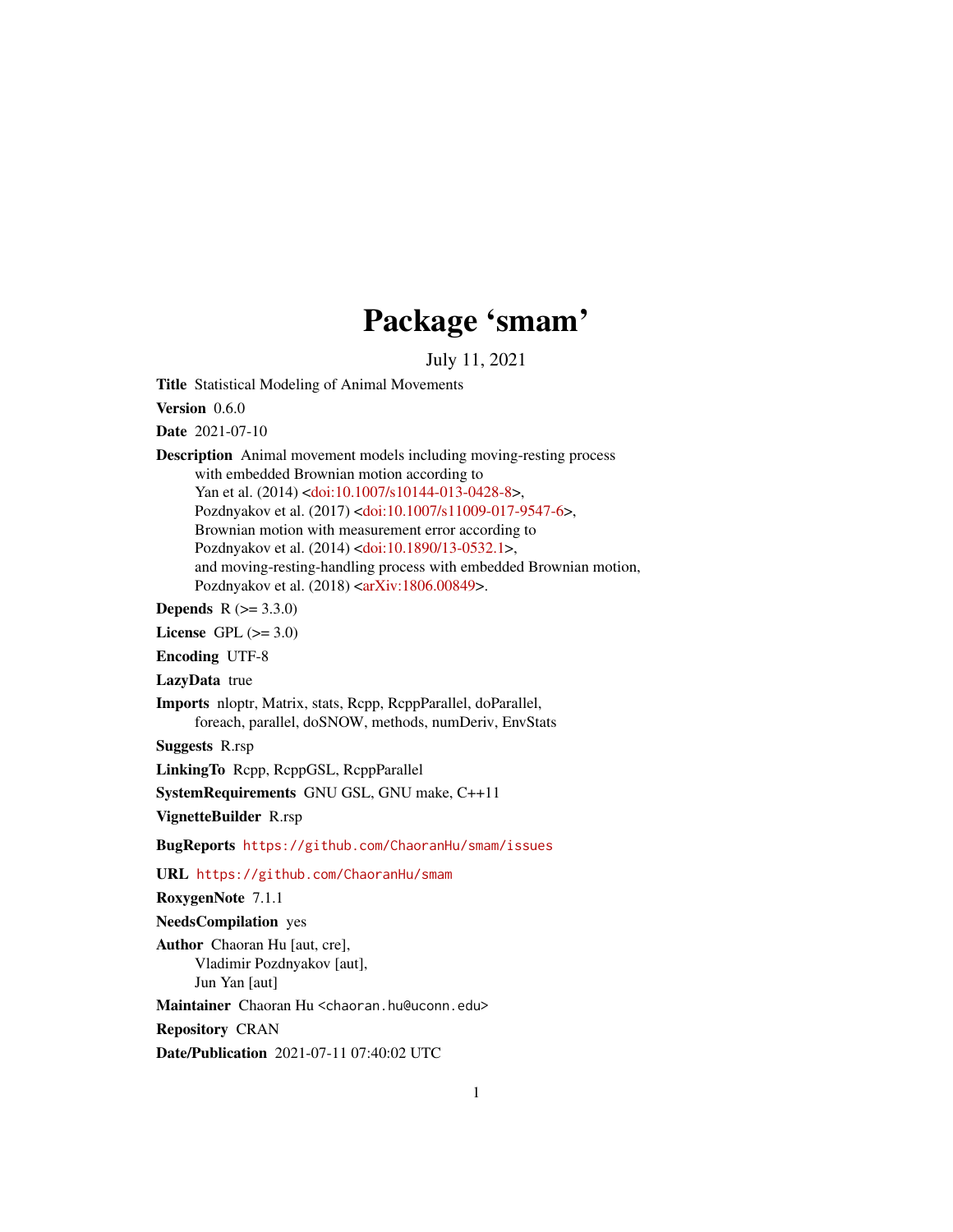# Package 'smam'

July 11, 2021

**Title** Statistical Modeling of Animal Movements

**Version** 0.6.0

**Date** 2021-07-10

**Description** Animal movement models including moving-resting process with embedded Brownian motion according to Yan et al. (2014) <doi:10.1007/s10144-013-0428-8>, Pozdnyakov et al. (2017) <doi:10.1007/s11009-017-9547-6>, Brownian motion with measurement error according to Pozdnyakov et al. (2014) <doi:10.1890/13-0532.1>, and moving-resting-handling process with embedded Brownian motion, Pozdnyakov et al. (2018) <arXiv:1806.00849>.

**Depends** R (>= 3.3.0)

**License** GPL (>= 3.0)

**Encoding** UTF-8

**LazyData** true

**Imports** nloptr, Matrix, stats, Rcpp, RcppParallel, doParallel, foreach, parallel, doSNOW, methods, numDeriv, EnvStats

**Suggests** R.rsp

**LinkingTo** Rcpp, RcppGSL, RcppParallel

**SystemRequirements** GNU GSL, GNU make, C++11

**VignetteBuilder** R.rsp

**BugReports** https://github.com/ChaoranHu/smam/issues

**URL** https://github.com/ChaoranHu/smam

**RoxygenNote** 7.1.1

**NeedsCompilation** yes

**Author** Chaoran Hu [aut, cre], Vladimir Pozdnyakov [aut], Jun Yan [aut]

**Maintainer** Chaoran Hu <chaoran.hu@uconn.edu>

**Repository** CRAN

**Date/Publication** 2021-07-11 07:40:02 UTC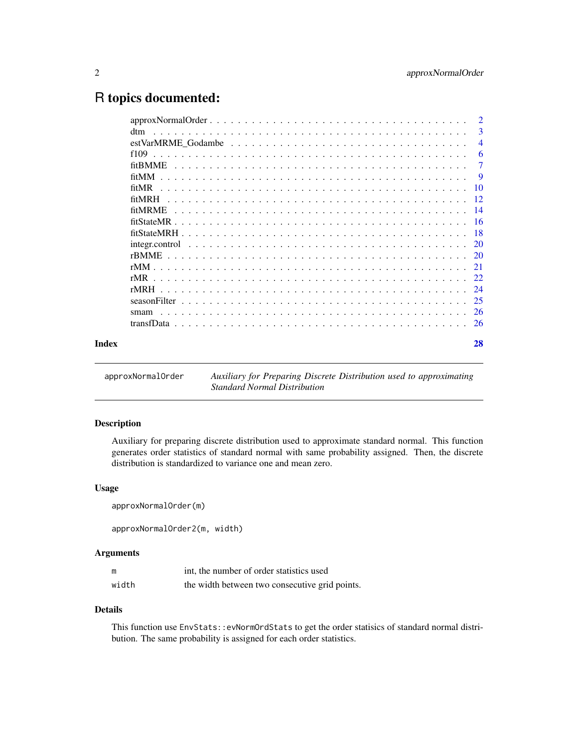# R topics documented:

| | |
|---|---|
| approxNormalOrder | 2 |
| dtm | 3 |
| estVarMRME_Godambe | 4 |
| f109 | 6 |
| fitBMME | 7 |
| fitMM | 9 |
| fitMR | 10 |
| fitMRH | 12 |
| fitMRME | 14 |
| fitStateMR | 16 |
| fitStateMRH | 18 |
| integr.control | 20 |
| rBMME | 20 |
| rMM | 21 |
| rMR | 22 |
| rMRH | 24 |
| seasonFilter | 25 |
| smam | 26 |
| transfData | 26 |

**Index** 28

---

`approxNormalOrder` *Auxiliary for Preparing Discrete Distribution used to approximating Standard Normal Distribution*

---

## Description

Auxiliary for preparing discrete distribution used to approximate standard normal. This function generates order statistics of standard normal with same probability assigned. Then, the discrete distribution is standardized to variance one and mean zero.

## Usage

```
approxNormalOrder(m)

approxNormalOrder2(m, width)
```

## Arguments

| | |
|---|---|
| `m` | int, the number of order statistics used |
| `width` | the width between two consecutive grid points. |

## Details

This function use `EnvStats::evNormOrdStats` to get the order statisics of standard normal distribution. The same probability is assigned for each order statistics.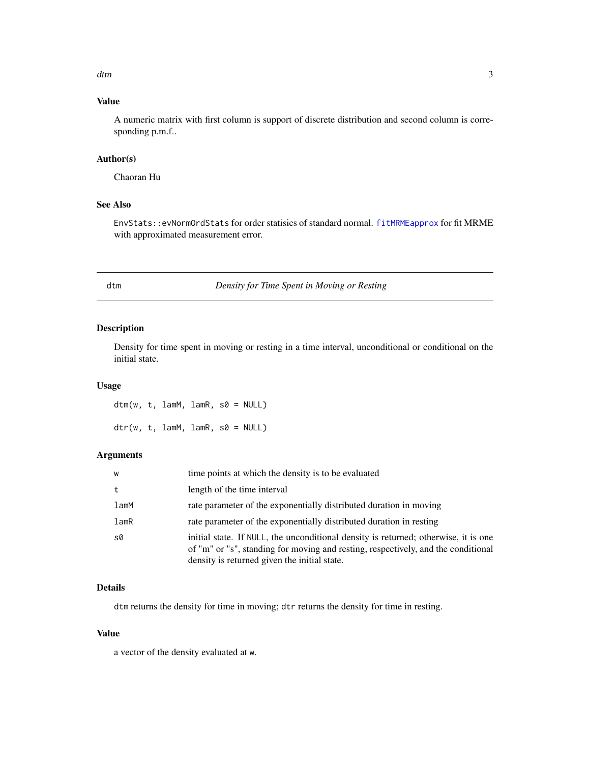### Value

A numeric matrix with first column is support of discrete distribution and second column is corresponding p.m.f..

### Author(s)

Chaoran Hu

### See Also

`EnvStats::evNormOrdStats` for order statisics of standard normal. `fitMRMEapprox` for fit MRME with approximated measurement error.

---

## dtm — *Density for Time Spent in Moving or Resting*

---

### Description

Density for time spent in moving or resting in a time interval, unconditional or conditional on the initial state.

### Usage

```
dtm(w, t, lamM, lamR, s0 = NULL)

dtr(w, t, lamM, lamR, s0 = NULL)
```

### Arguments

| | |
|---|---|
| `w` | time points at which the density is to be evaluated |
| `t` | length of the time interval |
| `lamM` | rate parameter of the exponentially distributed duration in moving |
| `lamR` | rate parameter of the exponentially distributed duration in resting |
| `s0` | initial state. If `NULL`, the unconditional density is returned; otherwise, it is one of "m" or "s", standing for moving and resting, respectively, and the conditional density is returned given the initial state. |

### Details

`dtm` returns the density for time in moving; `dtr` returns the density for time in resting.

### Value

a vector of the density evaluated at `w`.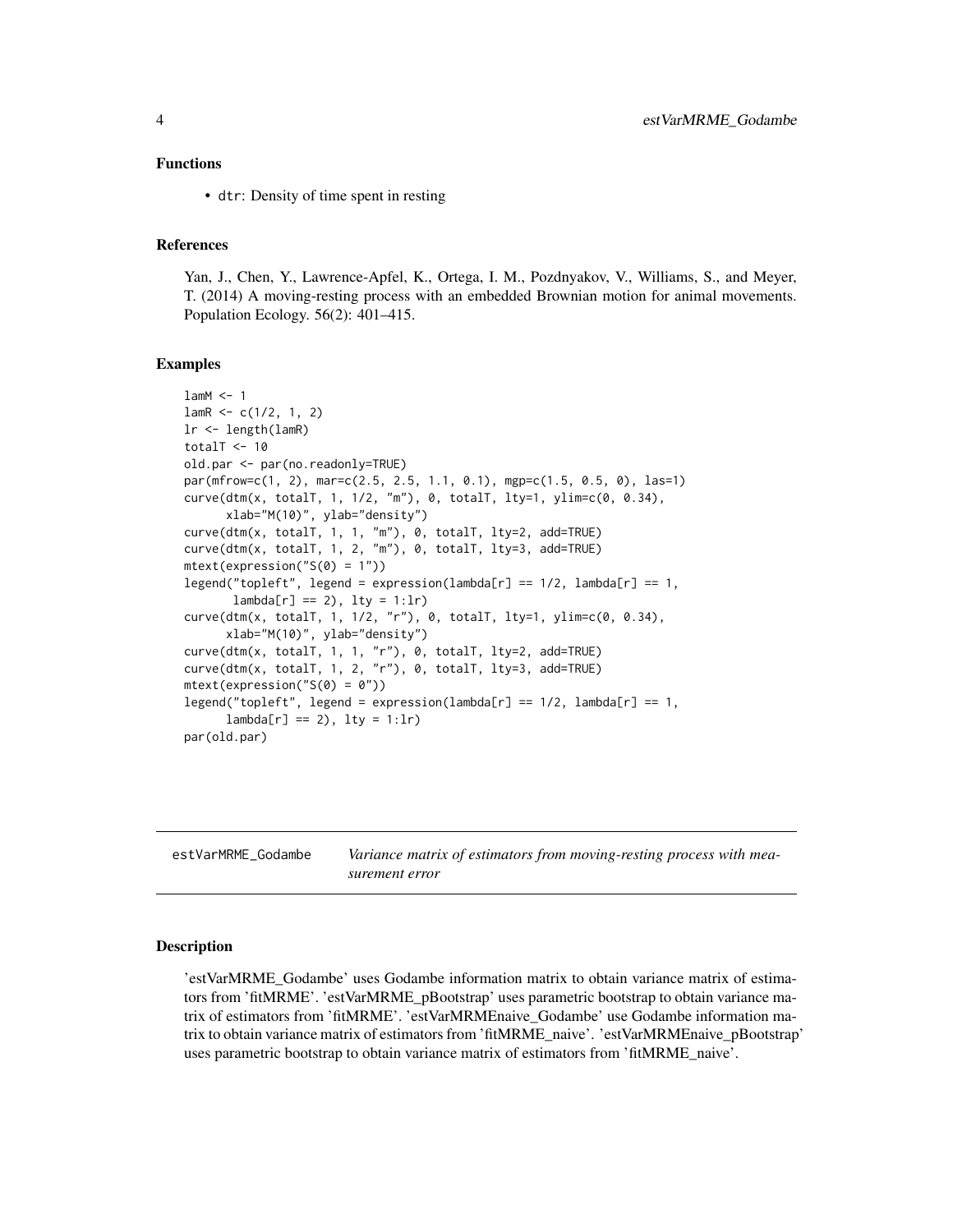### Functions

- dtr: Density of time spent in resting

### References

Yan, J., Chen, Y., Lawrence-Apfel, K., Ortega, I. M., Pozdnyakov, V., Williams, S., and Meyer, T. (2014) A moving-resting process with an embedded Brownian motion for animal movements. Population Ecology. 56(2): 401–415.

### Examples

```
lamM <- 1
lamR <- c(1/2, 1, 2)
lr <- length(lamR)
totalT <- 10
old.par <- par(no.readonly=TRUE)
par(mfrow=c(1, 2), mar=c(2.5, 2.5, 1.1, 0.1), mgp=c(1.5, 0.5, 0), las=1)
curve(dtm(x, totalT, 1, 1/2, "m"), 0, totalT, lty=1, ylim=c(0, 0.34),
      xlab="M(10)", ylab="density")
curve(dtm(x, totalT, 1, 1, "m"), 0, totalT, lty=2, add=TRUE)
curve(dtm(x, totalT, 1, 2, "m"), 0, totalT, lty=3, add=TRUE)
mtext(expression("S(0) = 1"))
legend("topleft", legend = expression(lambda[r] == 1/2, lambda[r] == 1,
       lambda[r] == 2), lty = 1:lr)
curve(dtm(x, totalT, 1, 1/2, "r"), 0, totalT, lty=1, ylim=c(0, 0.34),
      xlab="M(10)", ylab="density")
curve(dtm(x, totalT, 1, 1, "r"), 0, totalT, lty=2, add=TRUE)
curve(dtm(x, totalT, 1, 2, "r"), 0, totalT, lty=3, add=TRUE)
mtext(expression("S(0) = 0"))
legend("topleft", legend = expression(lambda[r] == 1/2, lambda[r] == 1,
      lambda[r] == 2), lty = 1:lr)
par(old.par)
```

---

## estVarMRME_Godambe — *Variance matrix of estimators from moving-resting process with measurement error*

### Description

'estVarMRME_Godambe' uses Godambe information matrix to obtain variance matrix of estimators from 'fitMRME'. 'estVarMRME_pBootstrap' uses parametric bootstrap to obtain variance matrix of estimators from 'fitMRME'. 'estVarMRMEnaive_Godambe' use Godambe information matrix to obtain variance matrix of estimators from 'fitMRME_naive'. 'estVarMRMEnaive_pBootstrap' uses parametric bootstrap to obtain variance matrix of estimators from 'fitMRME_naive'.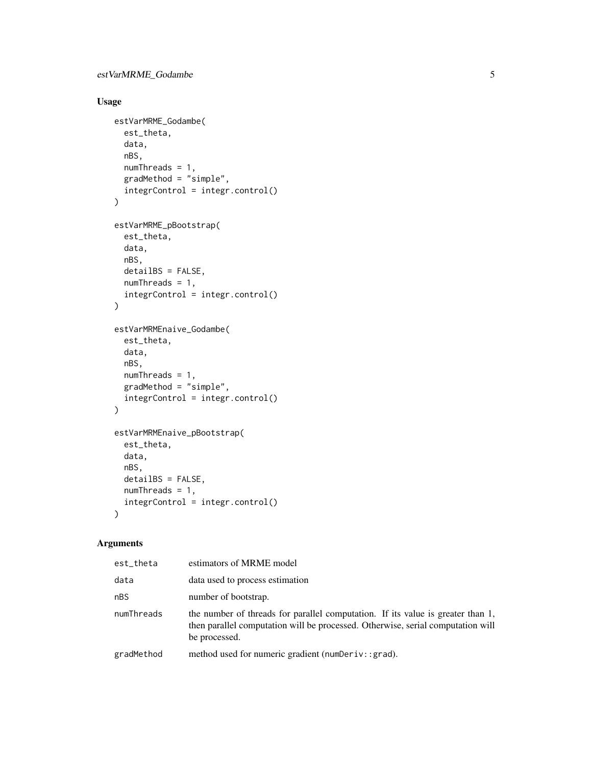## Usage

```
estVarMRME_Godambe(
  est_theta,
  data,
  nBS,
  numThreads = 1,
  gradMethod = "simple",
  integrControl = integr.control()
)

estVarMRME_pBootstrap(
  est_theta,
  data,
  nBS,
  detailBS = FALSE,
  numThreads = 1,
  integrControl = integr.control()
)

estVarMRMEnaive_Godambe(
  est_theta,
  data,
  nBS,
  numThreads = 1,
  gradMethod = "simple",
  integrControl = integr.control()
)

estVarMRMEnaive_pBootstrap(
  est_theta,
  data,
  nBS,
  detailBS = FALSE,
  numThreads = 1,
  integrControl = integr.control()
)
```

## Arguments

| | |
|---|---|
| `est_theta` | estimators of MRME model |
| `data` | data used to process estimation |
| `nBS` | number of bootstrap. |
| `numThreads` | the number of threads for parallel computation. If its value is greater than 1, then parallel computation will be processed. Otherwise, serial computation will be processed. |
| `gradMethod` | method used for numeric gradient (`numDeriv::grad`). |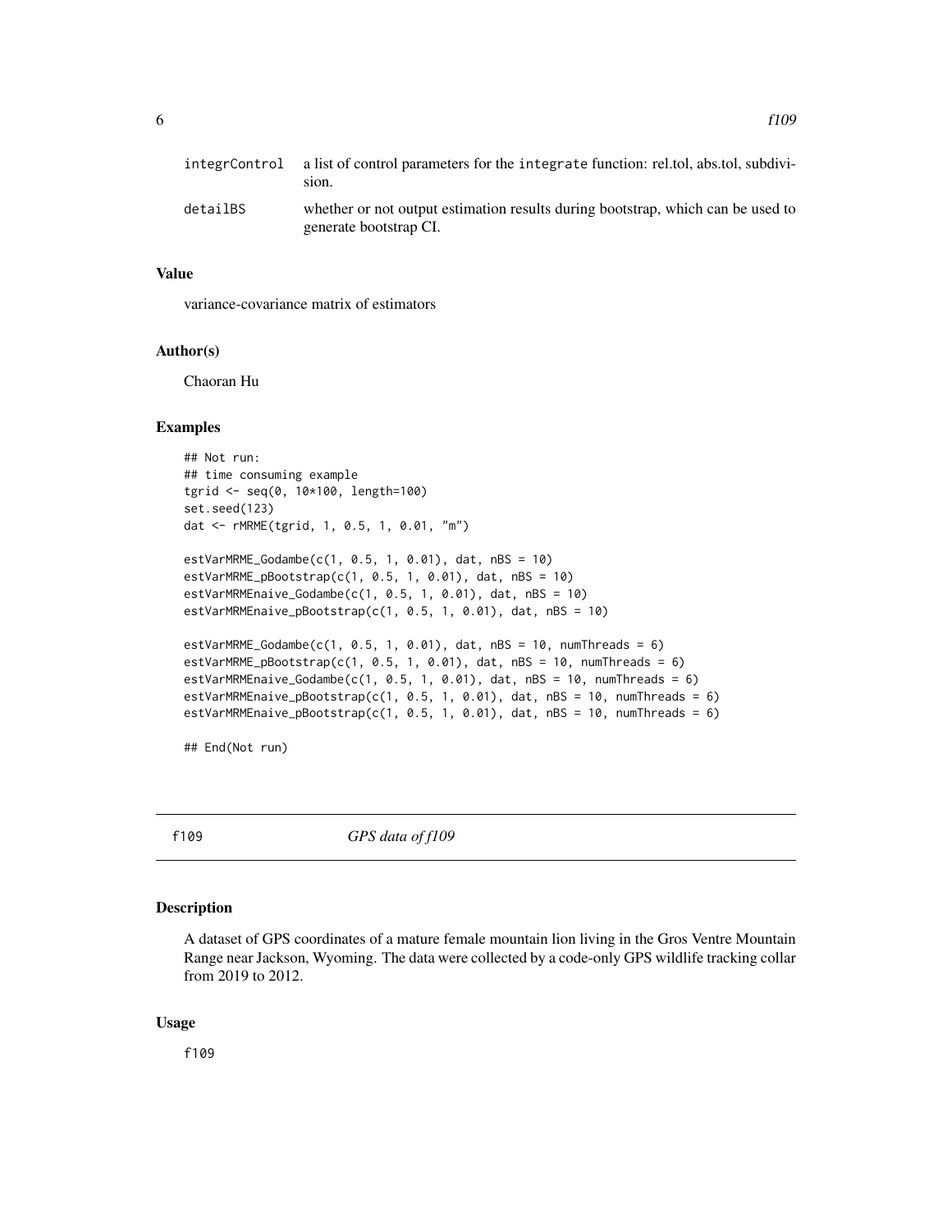| | |
|---|---|
| integrControl | a list of control parameters for the integrate function: rel.tol, abs.tol, subdivision. |
| detailBS | whether or not output estimation results during bootstrap, which can be used to generate bootstrap CI. |

### Value

variance-covariance matrix of estimators

### Author(s)

Chaoran Hu

### Examples

```
## Not run:
## time consuming example
tgrid <- seq(0, 10*100, length=100)
set.seed(123)
dat <- rMRME(tgrid, 1, 0.5, 1, 0.01, "m")

estVarMRME_Godambe(c(1, 0.5, 1, 0.01), dat, nBS = 10)
estVarMRME_pBootstrap(c(1, 0.5, 1, 0.01), dat, nBS = 10)
estVarMRMEnaive_Godambe(c(1, 0.5, 1, 0.01), dat, nBS = 10)
estVarMRMEnaive_pBootstrap(c(1, 0.5, 1, 0.01), dat, nBS = 10)

estVarMRME_Godambe(c(1, 0.5, 1, 0.01), dat, nBS = 10, numThreads = 6)
estVarMRME_pBootstrap(c(1, 0.5, 1, 0.01), dat, nBS = 10, numThreads = 6)
estVarMRMEnaive_Godambe(c(1, 0.5, 1, 0.01), dat, nBS = 10, numThreads = 6)
estVarMRMEnaive_pBootstrap(c(1, 0.5, 1, 0.01), dat, nBS = 10, numThreads = 6)
estVarMRMEnaive_pBootstrap(c(1, 0.5, 1, 0.01), dat, nBS = 10, numThreads = 6)

## End(Not run)
```

## f109 &nbsp;&nbsp;&nbsp; *GPS data of f109*

### Description

A dataset of GPS coordinates of a mature female mountain lion living in the Gros Ventre Mountain Range near Jackson, Wyoming. The data were collected by a code-only GPS wildlife tracking collar from 2019 to 2012.

### Usage

```
f109
```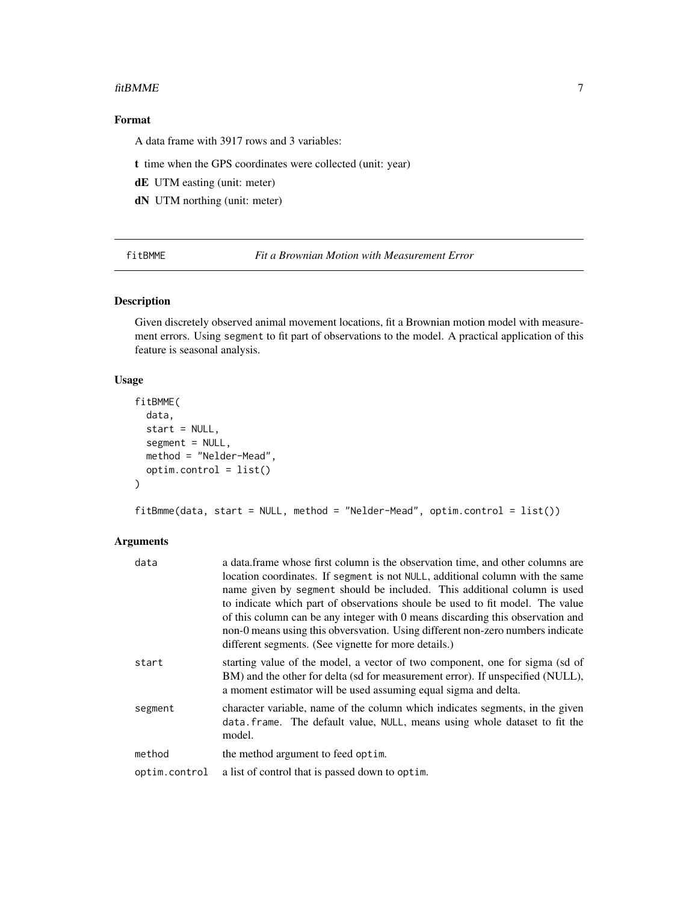### Format

A data frame with 3917 rows and 3 variables:

**t** time when the GPS coordinates were collected (unit: year)

**dE** UTM easting (unit: meter)

**dN** UTM northing (unit: meter)

---

## fitBMME *Fit a Brownian Motion with Measurement Error*

### Description

Given discretely observed animal movement locations, fit a Brownian motion model with measurement errors. Using `segment` to fit part of observations to the model. A practical application of this feature is seasonal analysis.

### Usage

```
fitBMME(
  data,
  start = NULL,
  segment = NULL,
  method = "Nelder-Mead",
  optim.control = list()
)

fitBmme(data, start = NULL, method = "Nelder-Mead", optim.control = list())
```

### Arguments

| | |
|---|---|
| `data` | a data.frame whose first column is the observation time, and other columns are location coordinates. If `segment` is not `NULL`, additional column with the same name given by `segment` should be included. This additional column is used to indicate which part of observations shoule be used to fit model. The value of this column can be any integer with 0 means discarding this observation and non-0 means using this obversvation. Using different non-zero numbers indicate different segments. (See vignette for more details.) |
| `start` | starting value of the model, a vector of two component, one for sigma (sd of BM) and the other for delta (sd for measurement error). If unspecified (NULL), a moment estimator will be used assuming equal sigma and delta. |
| `segment` | character variable, name of the column which indicates segments, in the given `data.frame`. The default value, `NULL`, means using whole dataset to fit the model. |
| `method` | the method argument to feed `optim`. |
| `optim.control` | a list of control that is passed down to `optim`. |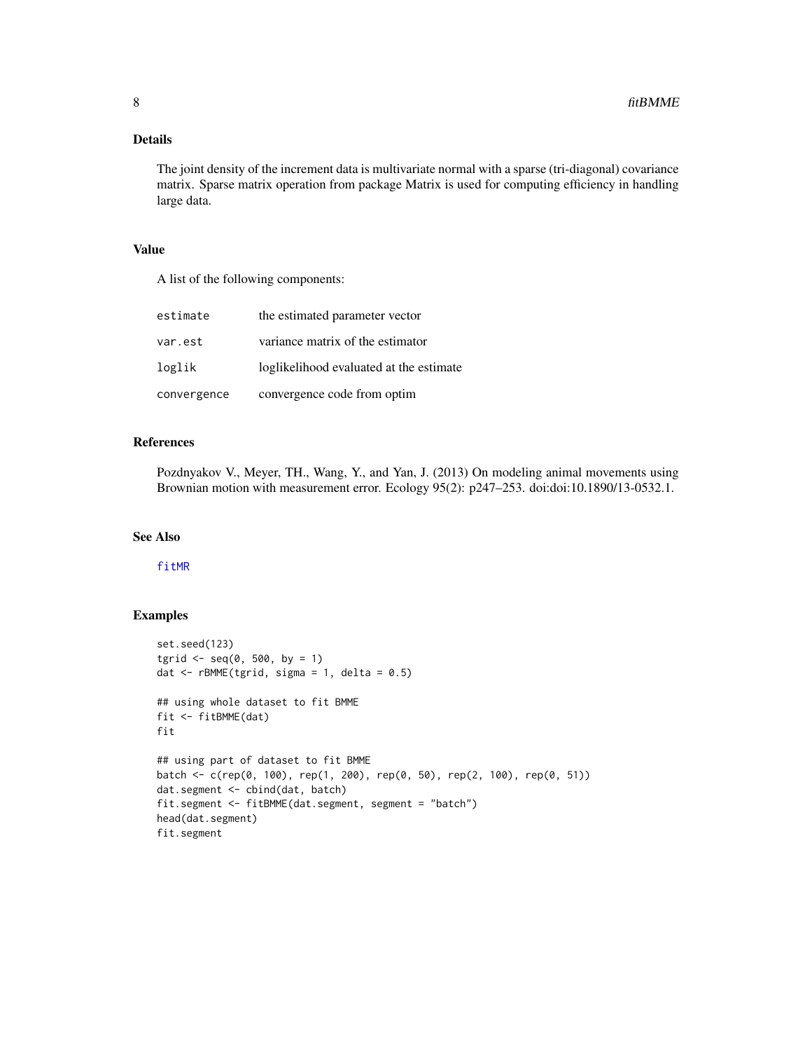## Details

The joint density of the increment data is multivariate normal with a sparse (tri-diagonal) covariance matrix. Sparse matrix operation from package Matrix is used for computing efficiency in handling large data.

## Value

A list of the following components:

| | |
|---|---|
| `estimate` | the estimated parameter vector |
| `var.est` | variance matrix of the estimator |
| `loglik` | loglikelihood evaluated at the estimate |
| `convergence` | convergence code from optim |

## References

Pozdnyakov V., Meyer, TH., Wang, Y., and Yan, J. (2013) On modeling animal movements using Brownian motion with measurement error. Ecology 95(2): p247–253. doi:doi:10.1890/13-0532.1.

## See Also

`fitMR`

## Examples

```
set.seed(123)
tgrid <- seq(0, 500, by = 1)
dat <- rBMME(tgrid, sigma = 1, delta = 0.5)

## using whole dataset to fit BMME
fit <- fitBMME(dat)
fit

## using part of dataset to fit BMME
batch <- c(rep(0, 100), rep(1, 200), rep(0, 50), rep(2, 100), rep(0, 51))
dat.segment <- cbind(dat, batch)
fit.segment <- fitBMME(dat.segment, segment = "batch")
head(dat.segment)
fit.segment
```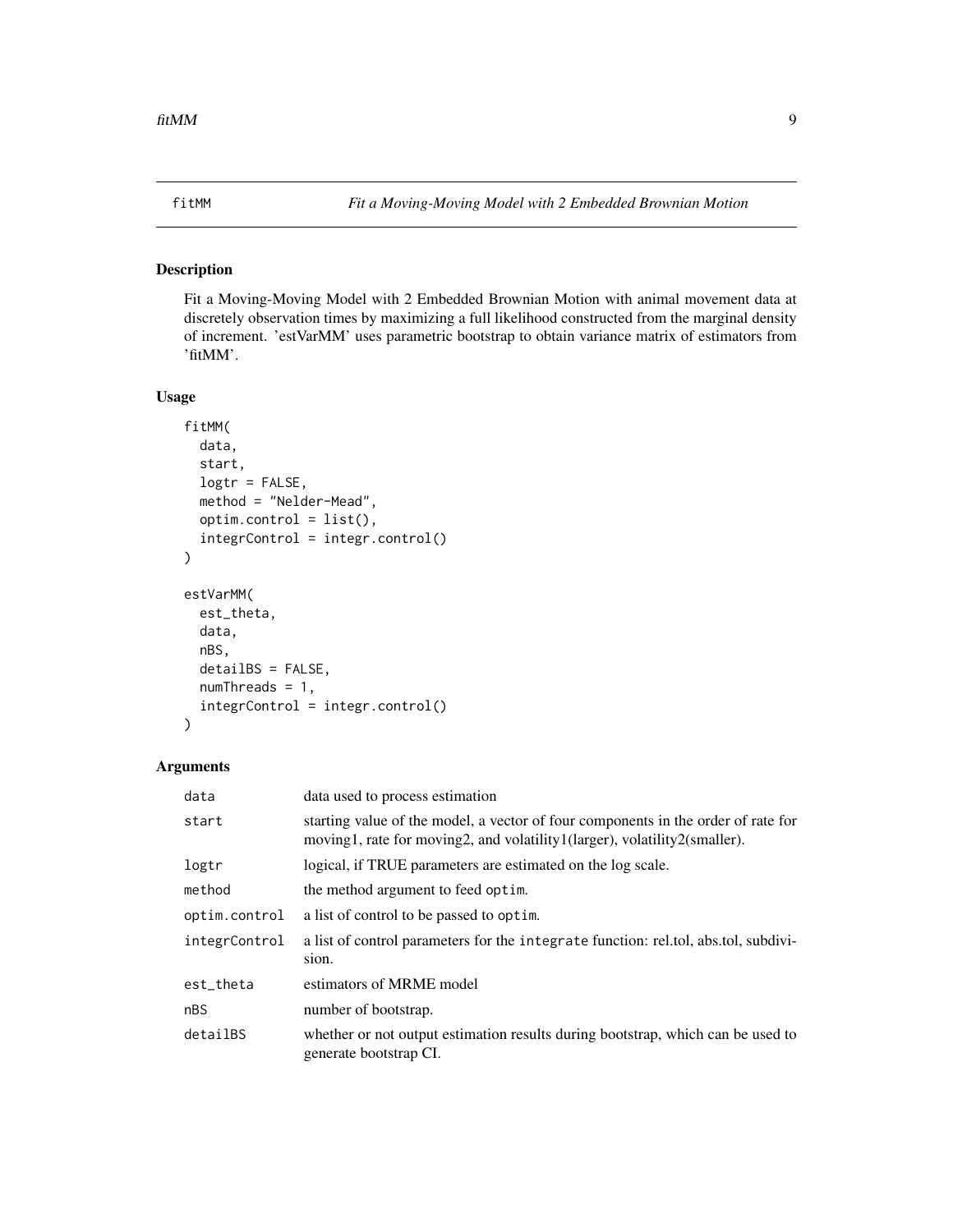# fitMM — *Fit a Moving-Moving Model with 2 Embedded Brownian Motion*

## Description

Fit a Moving-Moving Model with 2 Embedded Brownian Motion with animal movement data at discretely observation times by maximizing a full likelihood constructed from the marginal density of increment. 'estVarMM' uses parametric bootstrap to obtain variance matrix of estimators from 'fitMM'.

## Usage

```
fitMM(
  data,
  start,
  logtr = FALSE,
  method = "Nelder-Mead",
  optim.control = list(),
  integrControl = integr.control()
)

estVarMM(
  est_theta,
  data,
  nBS,
  detailBS = FALSE,
  numThreads = 1,
  integrControl = integr.control()
)
```

## Arguments

| | |
|---|---|
| `data` | data used to process estimation |
| `start` | starting value of the model, a vector of four components in the order of rate for moving1, rate for moving2, and volatility1(larger), volatility2(smaller). |
| `logtr` | logical, if TRUE parameters are estimated on the log scale. |
| `method` | the method argument to feed `optim`. |
| `optim.control` | a list of control to be passed to `optim`. |
| `integrControl` | a list of control parameters for the `integrate` function: rel.tol, abs.tol, subdivision. |
| `est_theta` | estimators of MRME model |
| `nBS` | number of bootstrap. |
| `detailBS` | whether or not output estimation results during bootstrap, which can be used to generate bootstrap CI. |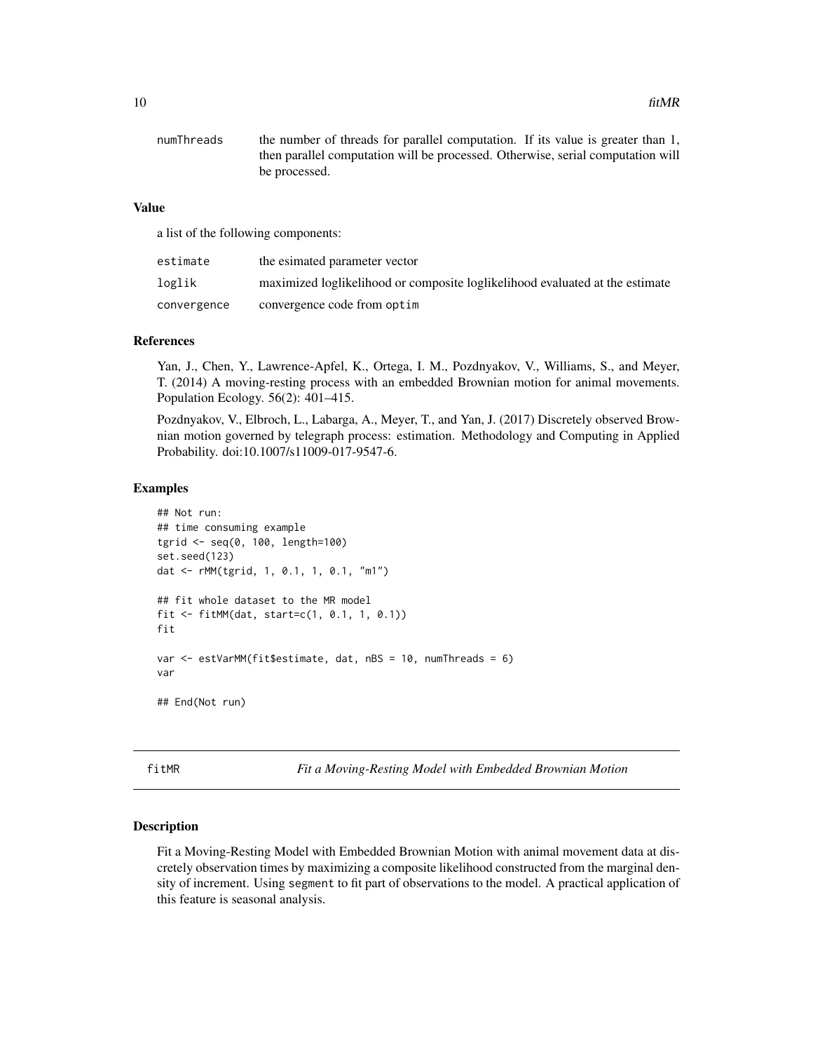| | |
|---|---|
| numThreads | the number of threads for parallel computation. If its value is greater than 1, then parallel computation will be processed. Otherwise, serial computation will be processed. |

### Value

a list of the following components:

| | |
|---|---|
| estimate | the esimated parameter vector |
| loglik | maximized loglikelihood or composite loglikelihood evaluated at the estimate |
| convergence | convergence code from optim |

### References

Yan, J., Chen, Y., Lawrence-Apfel, K., Ortega, I. M., Pozdnyakov, V., Williams, S., and Meyer, T. (2014) A moving-resting process with an embedded Brownian motion for animal movements. Population Ecology. 56(2): 401–415.

Pozdnyakov, V., Elbroch, L., Labarga, A., Meyer, T., and Yan, J. (2017) Discretely observed Brownian motion governed by telegraph process: estimation. Methodology and Computing in Applied Probability. doi:10.1007/s11009-017-9547-6.

### Examples

```
## Not run:
## time consuming example
tgrid <- seq(0, 100, length=100)
set.seed(123)
dat <- rMM(tgrid, 1, 0.1, 1, 0.1, "m1")

## fit whole dataset to the MR model
fit <- fitMM(dat, start=c(1, 0.1, 1, 0.1))
fit

var <- estVarMM(fit$estimate, dat, nBS = 10, numThreads = 6)
var

## End(Not run)
```

---

## fitMR &nbsp;&nbsp;&nbsp; *Fit a Moving-Resting Model with Embedded Brownian Motion*

### Description

Fit a Moving-Resting Model with Embedded Brownian Motion with animal movement data at discretely observation times by maximizing a composite likelihood constructed from the marginal density of increment. Using segment to fit part of observations to the model. A practical application of this feature is seasonal analysis.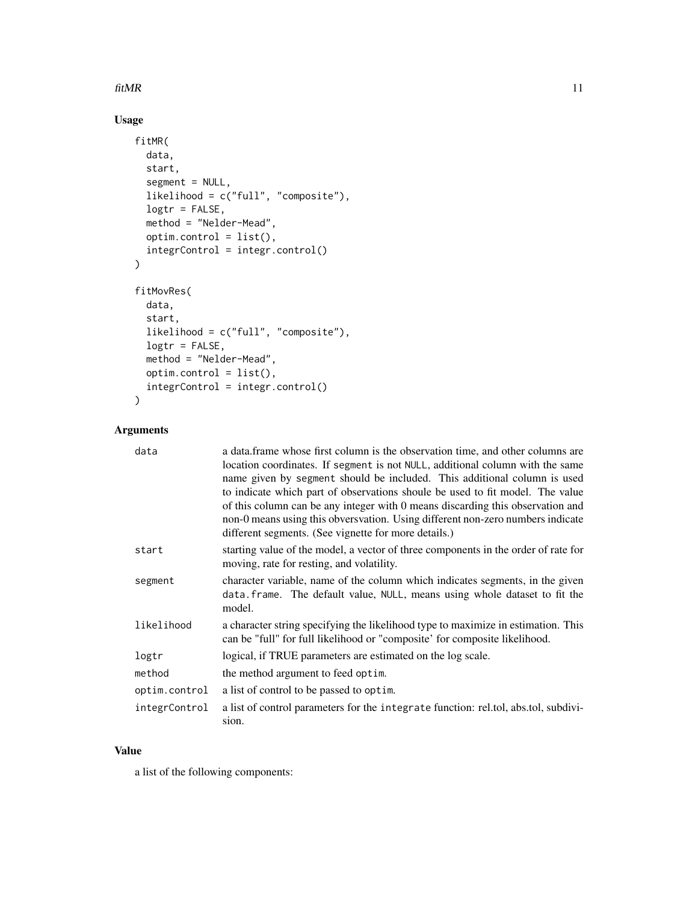## Usage

```
fitMR(
  data,
  start,
  segment = NULL,
  likelihood = c("full", "composite"),
  logtr = FALSE,
  method = "Nelder-Mead",
  optim.control = list(),
  integrControl = integr.control()
)

fitMovRes(
  data,
  start,
  likelihood = c("full", "composite"),
  logtr = FALSE,
  method = "Nelder-Mead",
  optim.control = list(),
  integrControl = integr.control()
)
```

## Arguments

| | |
|---|---|
| `data` | a data.frame whose first column is the observation time, and other columns are location coordinates. If `segment` is not `NULL`, additional column with the same name given by `segment` should be included. This additional column is used to indicate which part of observations shoule be used to fit model. The value of this column can be any integer with 0 means discarding this observation and non-0 means using this obversvation. Using different non-zero numbers indicate different segments. (See vignette for more details.) |
| `start` | starting value of the model, a vector of three components in the order of rate for moving, rate for resting, and volatility. |
| `segment` | character variable, name of the column which indicates segments, in the given `data.frame`. The default value, `NULL`, means using whole dataset to fit the model. |
| `likelihood` | a character string specifying the likelihood type to maximize in estimation. This can be "full" for full likelihood or "composite' for composite likelihood. |
| `logtr` | logical, if TRUE parameters are estimated on the log scale. |
| `method` | the method argument to feed `optim`. |
| `optim.control` | a list of control to be passed to `optim`. |
| `integrControl` | a list of control parameters for the `integrate` function: rel.tol, abs.tol, subdivision. |

## Value

a list of the following components: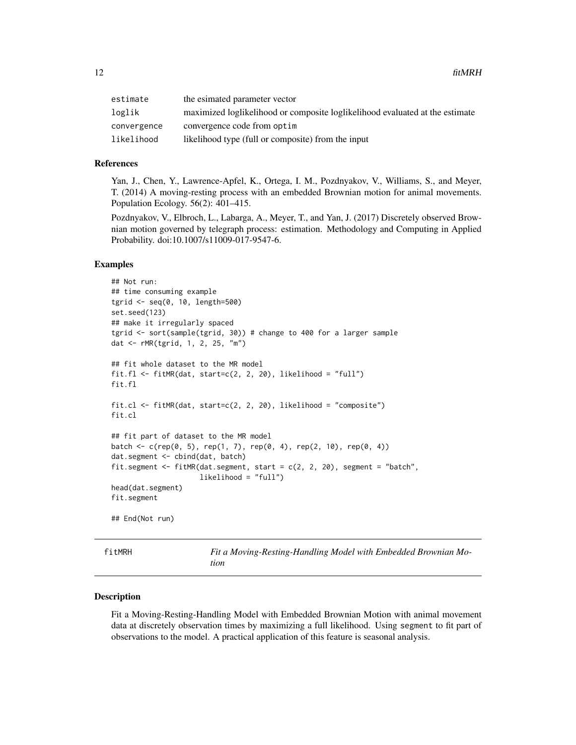| | |
|---|---|
| estimate | the esimated parameter vector |
| loglik | maximized loglikelihood or composite loglikelihood evaluated at the estimate |
| convergence | convergence code from optim |
| likelihood | likelihood type (full or composite) from the input |

### References

Yan, J., Chen, Y., Lawrence-Apfel, K., Ortega, I. M., Pozdnyakov, V., Williams, S., and Meyer, T. (2014) A moving-resting process with an embedded Brownian motion for animal movements. Population Ecology. 56(2): 401–415.

Pozdnyakov, V., Elbroch, L., Labarga, A., Meyer, T., and Yan, J. (2017) Discretely observed Brownian motion governed by telegraph process: estimation. Methodology and Computing in Applied Probability. doi:10.1007/s11009-017-9547-6.

### Examples

```
## Not run:
## time consuming example
tgrid <- seq(0, 10, length=500)
set.seed(123)
## make it irregularly spaced
tgrid <- sort(sample(tgrid, 30)) # change to 400 for a larger sample
dat <- rMR(tgrid, 1, 2, 25, "m")

## fit whole dataset to the MR model
fit.fl <- fitMR(dat, start=c(2, 2, 20), likelihood = "full")
fit.fl

fit.cl <- fitMR(dat, start=c(2, 2, 20), likelihood = "composite")
fit.cl

## fit part of dataset to the MR model
batch <- c(rep(0, 5), rep(1, 7), rep(0, 4), rep(2, 10), rep(0, 4))
dat.segment <- cbind(dat, batch)
fit.segment <- fitMR(dat.segment, start = c(2, 2, 20), segment = "batch",
                     likelihood = "full")
head(dat.segment)
fit.segment

## End(Not run)
```

## fitMRH — *Fit a Moving-Resting-Handling Model with Embedded Brownian Motion*

### Description

Fit a Moving-Resting-Handling Model with Embedded Brownian Motion with animal movement data at discretely observation times by maximizing a full likelihood. Using segment to fit part of observations to the model. A practical application of this feature is seasonal analysis.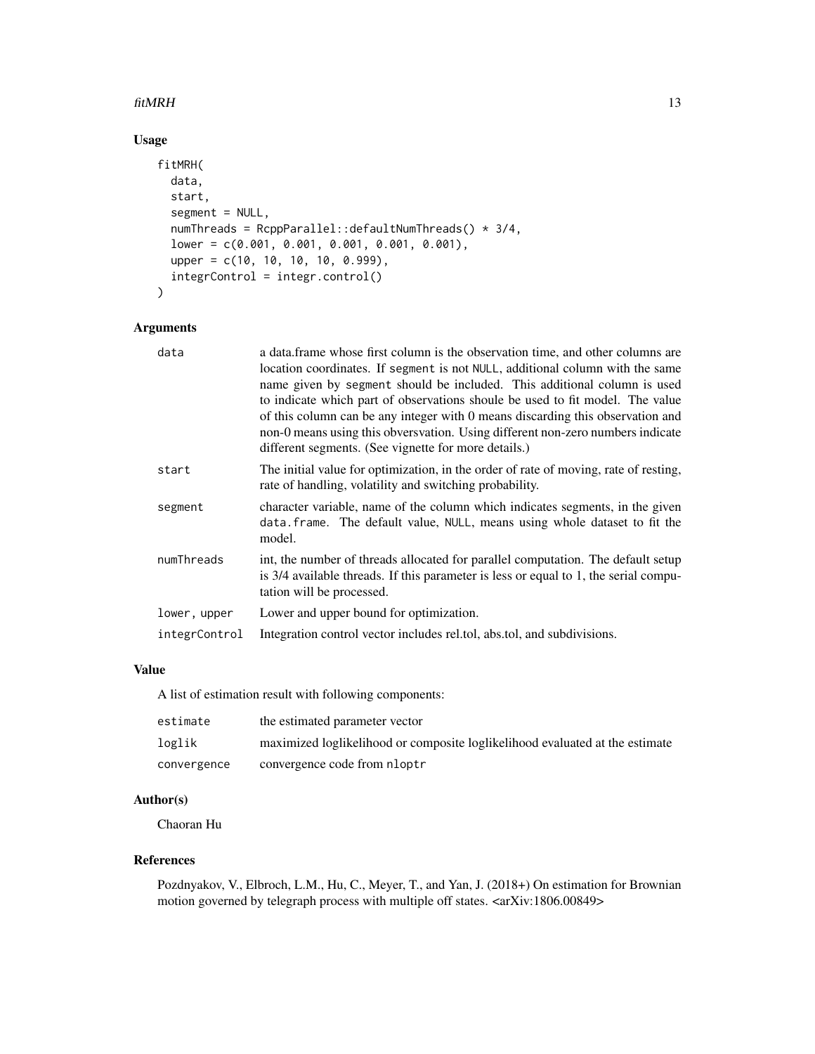## Usage

```
fitMRH(
  data,
  start,
  segment = NULL,
  numThreads = RcppParallel::defaultNumThreads() * 3/4,
  lower = c(0.001, 0.001, 0.001, 0.001, 0.001),
  upper = c(10, 10, 10, 10, 0.999),
  integrControl = integr.control()
)
```

## Arguments

| | |
|---|---|
| data | a data.frame whose first column is the observation time, and other columns are location coordinates. If segment is not NULL, additional column with the same name given by segment should be included. This additional column is used to indicate which part of observations shoule be used to fit model. The value of this column can be any integer with 0 means discarding this observation and non-0 means using this obversvation. Using different non-zero numbers indicate different segments. (See vignette for more details.) |
| start | The initial value for optimization, in the order of rate of moving, rate of resting, rate of handling, volatility and switching probability. |
| segment | character variable, name of the column which indicates segments, in the given data.frame. The default value, NULL, means using whole dataset to fit the model. |
| numThreads | int, the number of threads allocated for parallel computation. The default setup is 3/4 available threads. If this parameter is less or equal to 1, the serial computation will be processed. |
| lower, upper | Lower and upper bound for optimization. |
| integrControl | Integration control vector includes rel.tol, abs.tol, and subdivisions. |

## Value

A list of estimation result with following components:

| | |
|---|---|
| estimate | the estimated parameter vector |
| loglik | maximized loglikelihood or composite loglikelihood evaluated at the estimate |
| convergence | convergence code from nloptr |

## Author(s)

Chaoran Hu

## References

Pozdnyakov, V., Elbroch, L.M., Hu, C., Meyer, T., and Yan, J. (2018+) On estimation for Brownian motion governed by telegraph process with multiple off states. <arXiv:1806.00849>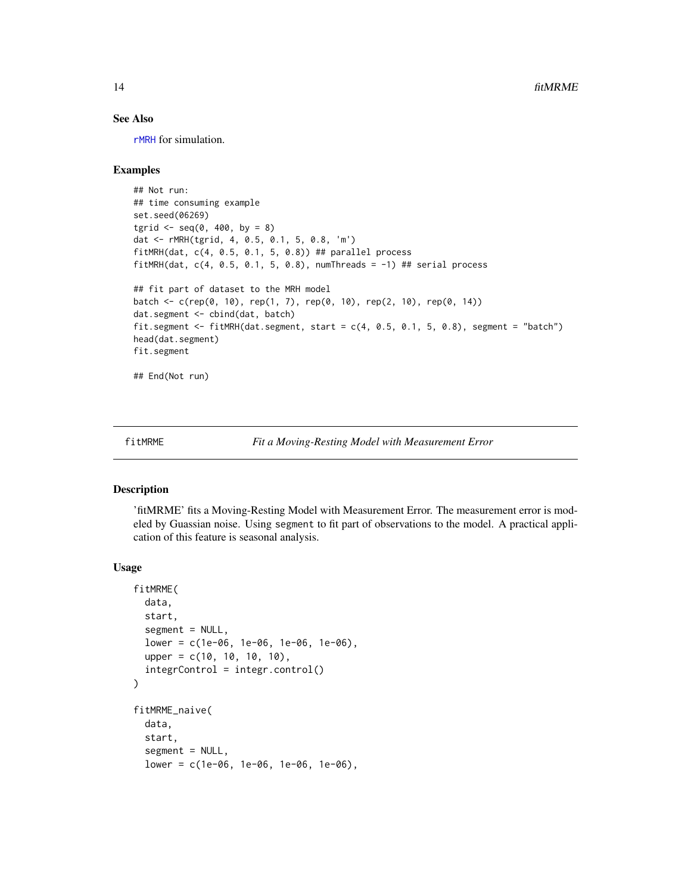## See Also

rMRH for simulation.

## Examples

```
## Not run:
## time consuming example
set.seed(06269)
tgrid <- seq(0, 400, by = 8)
dat <- rMRH(tgrid, 4, 0.5, 0.1, 5, 0.8, 'm')
fitMRH(dat, c(4, 0.5, 0.1, 5, 0.8)) ## parallel process
fitMRH(dat, c(4, 0.5, 0.1, 5, 0.8), numThreads = -1) ## serial process

## fit part of dataset to the MRH model
batch <- c(rep(0, 10), rep(1, 7), rep(0, 10), rep(2, 10), rep(0, 14))
dat.segment <- cbind(dat, batch)
fit.segment <- fitMRH(dat.segment, start = c(4, 0.5, 0.1, 5, 0.8), segment = "batch")
head(dat.segment)
fit.segment

## End(Not run)
```

---

# fitMRME — *Fit a Moving-Resting Model with Measurement Error*

## Description

'fitMRME' fits a Moving-Resting Model with Measurement Error. The measurement error is modeled by Guassian noise. Using segment to fit part of observations to the model. A practical application of this feature is seasonal analysis.

## Usage

```
fitMRME(
  data,
  start,
  segment = NULL,
  lower = c(1e-06, 1e-06, 1e-06, 1e-06),
  upper = c(10, 10, 10, 10),
  integrControl = integr.control()
)

fitMRME_naive(
  data,
  start,
  segment = NULL,
  lower = c(1e-06, 1e-06, 1e-06, 1e-06),
```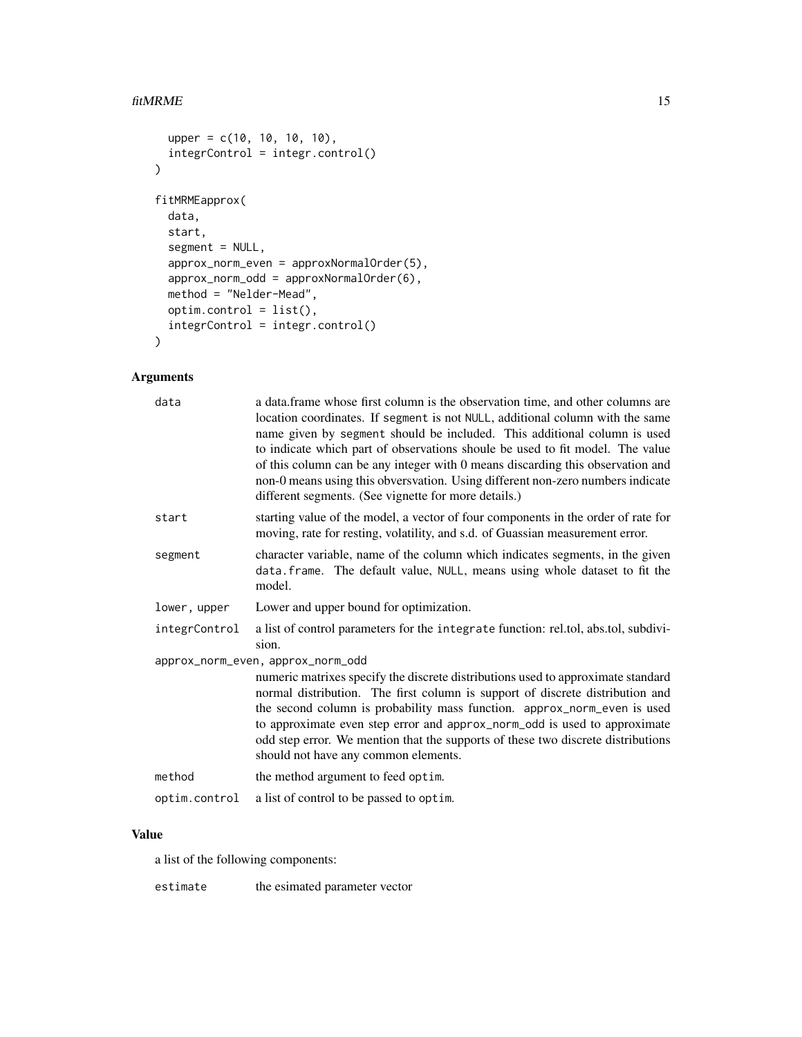```
  upper = c(10, 10, 10, 10),
  integrControl = integr.control()
)

fitMRMEapprox(
  data,
  start,
  segment = NULL,
  approx_norm_even = approxNormalOrder(5),
  approx_norm_odd = approxNormalOrder(6),
  method = "Nelder-Mead",
  optim.control = list(),
  integrControl = integr.control()
)
```

## Arguments

- `data`: a data.frame whose first column is the observation time, and other columns are location coordinates. If `segment` is not `NULL`, additional column with the same name given by `segment` should be included. This additional column is used to indicate which part of observations shoule be used to fit model. The value of this column can be any integer with 0 means discarding this observation and non-0 means using this obversvation. Using different non-zero numbers indicate different segments. (See vignette for more details.)
- `start`: starting value of the model, a vector of four components in the order of rate for moving, rate for resting, volatility, and s.d. of Guassian measurement error.
- `segment`: character variable, name of the column which indicates segments, in the given `data.frame`. The default value, `NULL`, means using whole dataset to fit the model.
- `lower, upper`: Lower and upper bound for optimization.
- `integrControl`: a list of control parameters for the `integrate` function: rel.tol, abs.tol, subdivision.
- `approx_norm_even, approx_norm_odd`: numeric matrixes specify the discrete distributions used to approximate standard normal distribution. The first column is support of discrete distribution and the second column is probability mass function. `approx_norm_even` is used to approximate even step error and `approx_norm_odd` is used to approximate odd step error. We mention that the supports of these two discrete distributions should not have any common elements.
- `method`: the method argument to feed `optim`.
- `optim.control`: a list of control to be passed to `optim`.

## Value

a list of the following components:

- `estimate`: the esimated parameter vector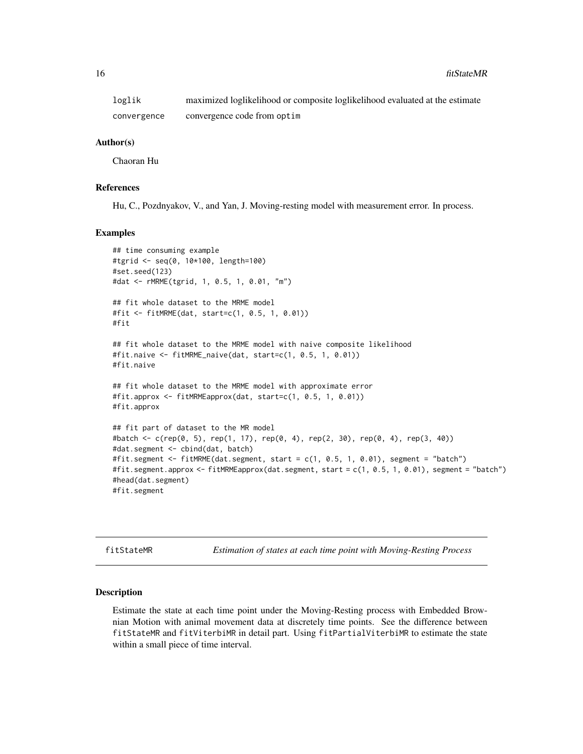| | |
|---|---|
| `loglik` | maximized loglikelihood or composite loglikelihood evaluated at the estimate |
| `convergence` | convergence code from `optim` |

### Author(s)

Chaoran Hu

### References

Hu, C., Pozdnyakov, V., and Yan, J. Moving-resting model with measurement error. In process.

### Examples

```
## time consuming example
#tgrid <- seq(0, 10*100, length=100)
#set.seed(123)
#dat <- rMRME(tgrid, 1, 0.5, 1, 0.01, "m")

## fit whole dataset to the MRME model
#fit <- fitMRME(dat, start=c(1, 0.5, 1, 0.01))
#fit

## fit whole dataset to the MRME model with naive composite likelihood
#fit.naive <- fitMRME_naive(dat, start=c(1, 0.5, 1, 0.01))
#fit.naive

## fit whole dataset to the MRME model with approximate error
#fit.approx <- fitMRMEapprox(dat, start=c(1, 0.5, 1, 0.01))
#fit.approx

## fit part of dataset to the MR model
#batch <- c(rep(0, 5), rep(1, 17), rep(0, 4), rep(2, 30), rep(0, 4), rep(3, 40))
#dat.segment <- cbind(dat, batch)
#fit.segment <- fitMRME(dat.segment, start = c(1, 0.5, 1, 0.01), segment = "batch")
#fit.segment.approx <- fitMRMEapprox(dat.segment, start = c(1, 0.5, 1, 0.01), segment = "batch")
#head(dat.segment)
#fit.segment
```

---

## fitStateMR — *Estimation of states at each time point with Moving-Resting Process*

### Description

Estimate the state at each time point under the Moving-Resting process with Embedded Brownian Motion with animal movement data at discretely time points. See the difference between `fitStateMR` and `fitViterbiMR` in detail part. Using `fitPartialViterbiMR` to estimate the state within a small piece of time interval.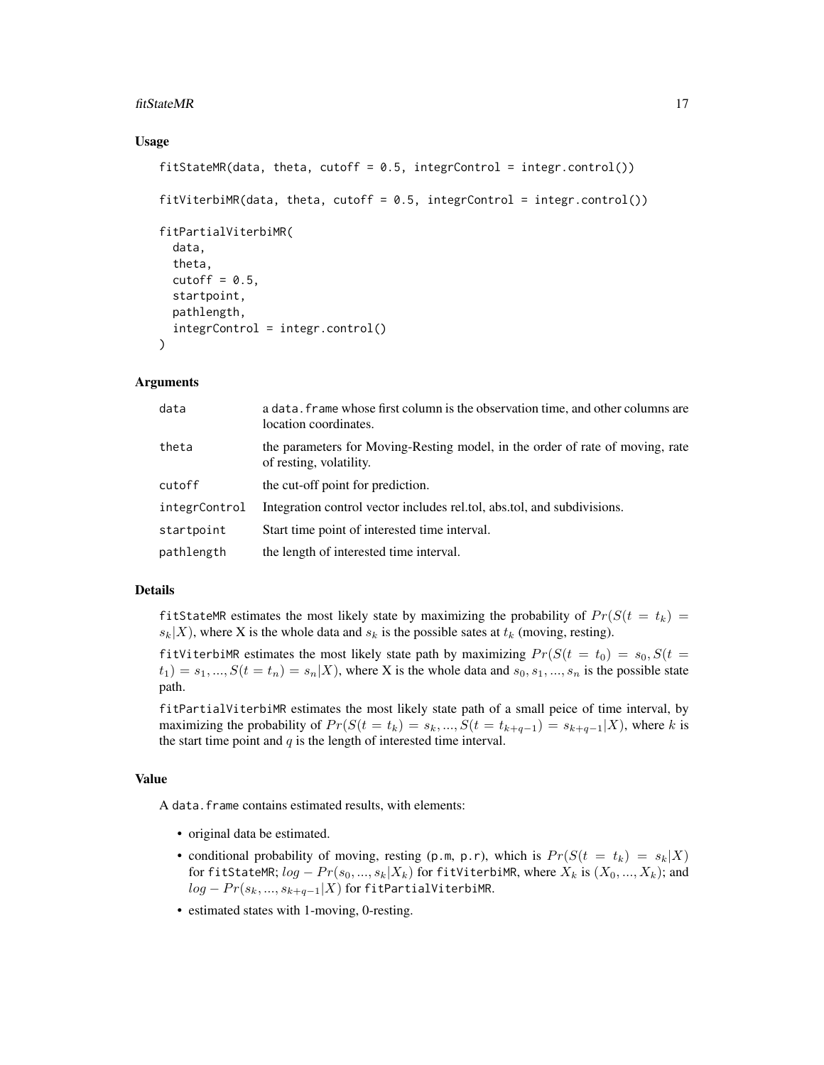### Usage

```
fitStateMR(data, theta, cutoff = 0.5, integrControl = integr.control())

fitViterbiMR(data, theta, cutoff = 0.5, integrControl = integr.control())

fitPartialViterbiMR(
  data,
  theta,
  cutoff = 0.5,
  startpoint,
  pathlength,
  integrControl = integr.control()
)
```

### Arguments

| | |
|---|---|
| `data` | a `data.frame` whose first column is the observation time, and other columns are location coordinates. |
| `theta` | the parameters for Moving-Resting model, in the order of rate of moving, rate of resting, volatility. |
| `cutoff` | the cut-off point for prediction. |
| `integrControl` | Integration control vector includes rel.tol, abs.tol, and subdivisions. |
| `startpoint` | Start time point of interested time interval. |
| `pathlength` | the length of interested time interval. |

### Details

`fitStateMR` estimates the most likely state by maximizing the probability of $Pr(S(t = t_k) = s_k|X)$, where X is the whole data and $s_k$ is the possible sates at $t_k$ (moving, resting).

`fitViterbiMR` estimates the most likely state path by maximizing $Pr(S(t = t_0) = s_0, S(t = t_1) = s_1, ..., S(t = t_n) = s_n|X)$, where X is the whole data and $s_0, s_1, ..., s_n$ is the possible state path.

`fitPartialViterbiMR` estimates the most likely state path of a small peice of time interval, by maximizing the probability of $Pr(S(t = t_k) = s_k, ..., S(t = t_{k+q-1}) = s_{k+q-1}|X)$, where $k$ is the start time point and $q$ is the length of interested time interval.

### Value

A `data.frame` contains estimated results, with elements:

- original data be estimated.
- conditional probability of moving, resting (`p.m`, `p.r`), which is $Pr(S(t = t_k) = s_k|X)$ for `fitStateMR`; $log - Pr(s_0, ..., s_k|X_k)$ for `fitViterbiMR`, where $X_k$ is $(X_0, ..., X_k)$; and $log - Pr(s_k, ..., s_{k+q-1}|X)$ for `fitPartialViterbiMR`.
- estimated states with 1-moving, 0-resting.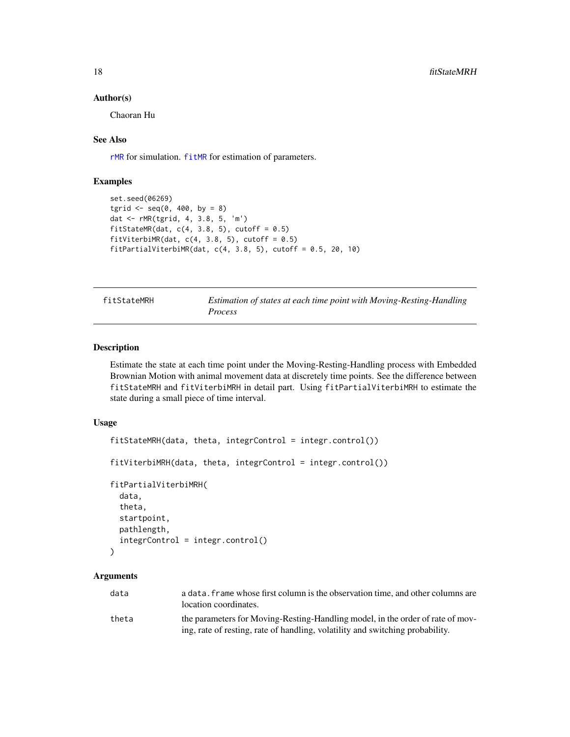### Author(s)

Chaoran Hu

### See Also

rMR for simulation. fitMR for estimation of parameters.

### Examples

```
set.seed(06269)
tgrid <- seq(0, 400, by = 8)
dat <- rMR(tgrid, 4, 3.8, 5, 'm')
fitStateMR(dat, c(4, 3.8, 5), cutoff = 0.5)
fitViterbiMR(dat, c(4, 3.8, 5), cutoff = 0.5)
fitPartialViterbiMR(dat, c(4, 3.8, 5), cutoff = 0.5, 20, 10)
```

---

## fitStateMRH — *Estimation of states at each time point with Moving-Resting-Handling Process*

### Description

Estimate the state at each time point under the Moving-Resting-Handling process with Embedded Brownian Motion with animal movement data at discretely time points. See the difference between `fitStateMRH` and `fitViterbiMRH` in detail part. Using `fitPartialViterbiMRH` to estimate the state during a small piece of time interval.

### Usage

```
fitStateMRH(data, theta, integrControl = integr.control())

fitViterbiMRH(data, theta, integrControl = integr.control())

fitPartialViterbiMRH(
  data,
  theta,
  startpoint,
  pathlength,
  integrControl = integr.control()
)
```

### Arguments

| | |
|---|---|
| data | a `data.frame` whose first column is the observation time, and other columns are location coordinates. |
| theta | the parameters for Moving-Resting-Handling model, in the order of rate of moving, rate of resting, rate of handling, volatility and switching probability. |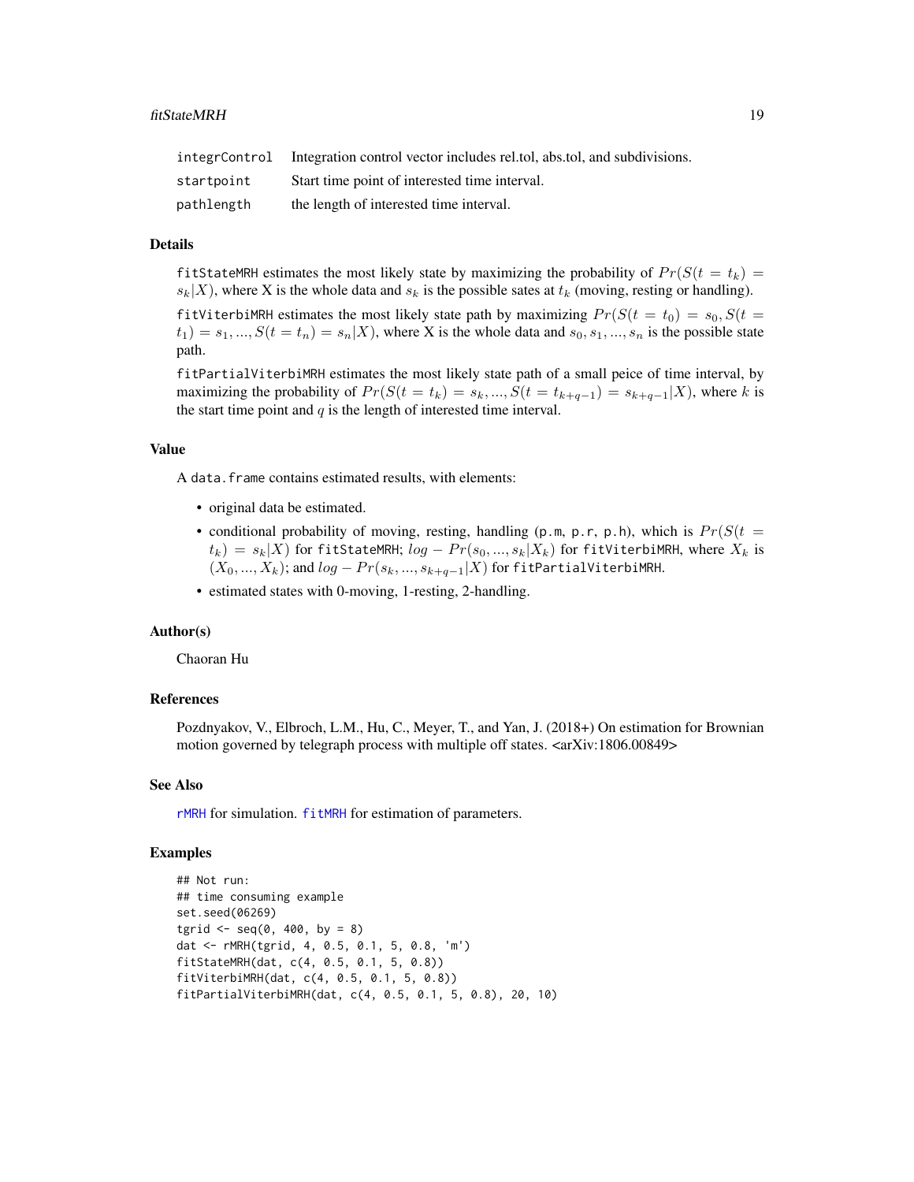| | |
|---|---|
| integrControl | Integration control vector includes rel.tol, abs.tol, and subdivisions. |
| startpoint | Start time point of interested time interval. |
| pathlength | the length of interested time interval. |

### Details

fitStateMRH estimates the most likely state by maximizing the probability of $Pr(S(t = t_k) = s_k|X)$, where X is the whole data and $s_k$ is the possible sates at $t_k$ (moving, resting or handling).

fitViterbiMRH estimates the most likely state path by maximizing $Pr(S(t = t_0) = s_0, S(t = t_1) = s_1, ..., S(t = t_n) = s_n|X)$, where X is the whole data and $s_0, s_1, ..., s_n$ is the possible state path.

fitPartialViterbiMRH estimates the most likely state path of a small peice of time interval, by maximizing the probability of $Pr(S(t = t_k) = s_k, ..., S(t = t_{k+q-1}) = s_{k+q-1}|X)$, where $k$ is the start time point and $q$ is the length of interested time interval.

### Value

A data.frame contains estimated results, with elements:

- original data be estimated.
- conditional probability of moving, resting, handling (p.m, p.r, p.h), which is $Pr(S(t = t_k) = s_k|X)$ for fitStateMRH; $log - Pr(s_0, ..., s_k|X_k)$ for fitViterbiMRH, where $X_k$ is $(X_0, ..., X_k)$; and $log - Pr(s_k, ..., s_{k+q-1}|X)$ for fitPartialViterbiMRH.
- estimated states with 0-moving, 1-resting, 2-handling.

### Author(s)

Chaoran Hu

### References

Pozdnyakov, V., Elbroch, L.M., Hu, C., Meyer, T., and Yan, J. (2018+) On estimation for Brownian motion governed by telegraph process with multiple off states. <arXiv:1806.00849>

### See Also

rMRH for simulation. fitMRH for estimation of parameters.

### Examples

```
## Not run:
## time consuming example
set.seed(06269)
tgrid <- seq(0, 400, by = 8)
dat <- rMRH(tgrid, 4, 0.5, 0.1, 5, 0.8, 'm')
fitStateMRH(dat, c(4, 0.5, 0.1, 5, 0.8))
fitViterbiMRH(dat, c(4, 0.5, 0.1, 5, 0.8))
fitPartialViterbiMRH(dat, c(4, 0.5, 0.1, 5, 0.8), 20, 10)
```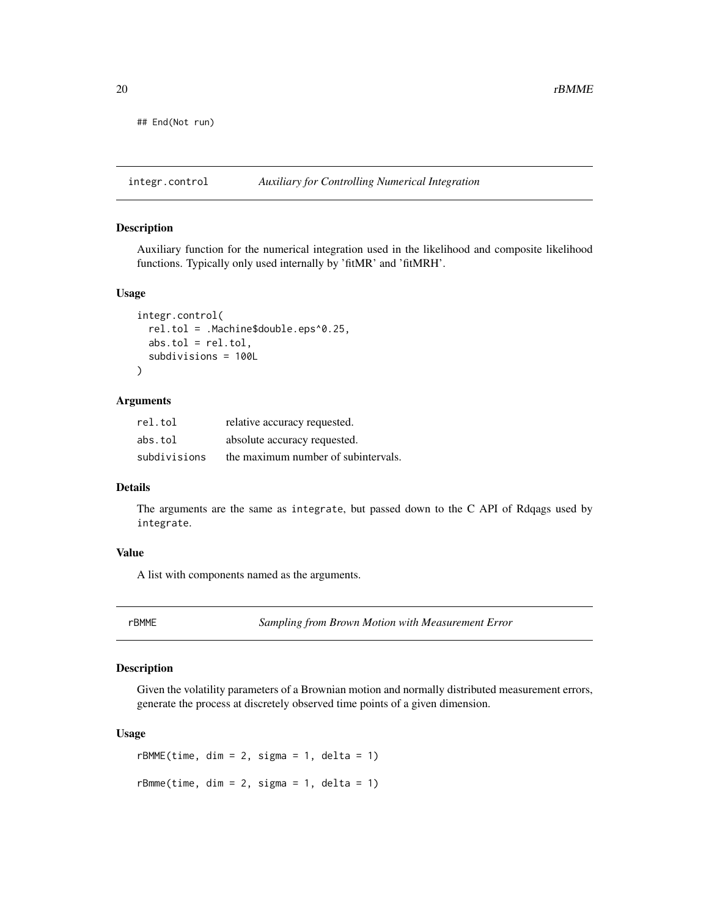```
## End(Not run)
```

## integr.control — *Auxiliary for Controlling Numerical Integration*

### Description

Auxiliary function for the numerical integration used in the likelihood and composite likelihood functions. Typically only used internally by 'fitMR' and 'fitMRH'.

### Usage

```
integr.control(
  rel.tol = .Machine$double.eps^0.25,
  abs.tol = rel.tol,
  subdivisions = 100L
)
```

### Arguments

| | |
|---|---|
| rel.tol | relative accuracy requested. |
| abs.tol | absolute accuracy requested. |
| subdivisions | the maximum number of subintervals. |

### Details

The arguments are the same as integrate, but passed down to the C API of Rdqags used by integrate.

### Value

A list with components named as the arguments.

## rBMME — *Sampling from Brown Motion with Measurement Error*

### Description

Given the volatility parameters of a Brownian motion and normally distributed measurement errors, generate the process at discretely observed time points of a given dimension.

### Usage

```
rBMME(time, dim = 2, sigma = 1, delta = 1)

rBmme(time, dim = 2, sigma = 1, delta = 1)
```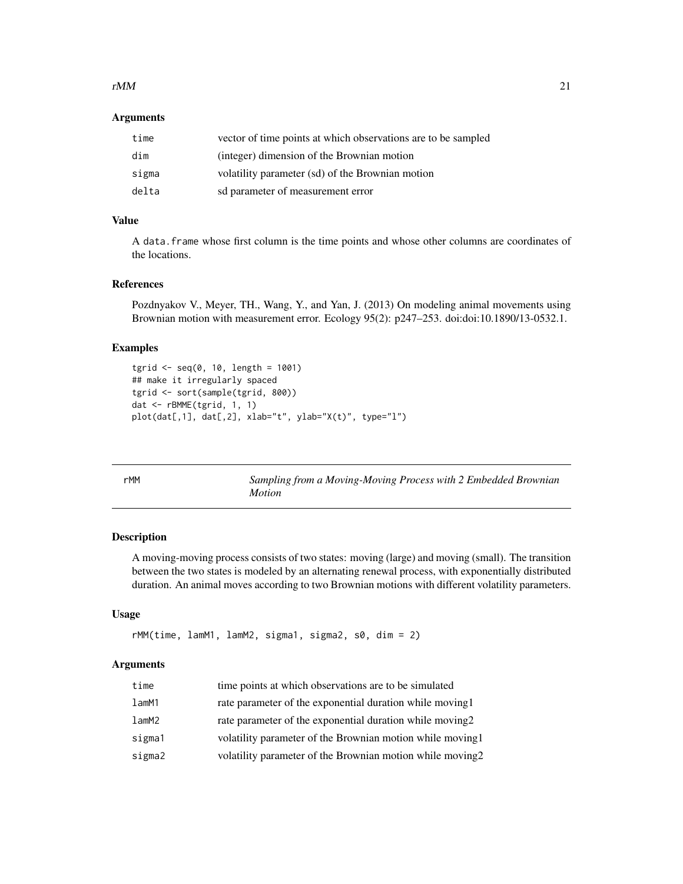## Arguments

| | |
|---|---|
| time | vector of time points at which observations are to be sampled |
| dim | (integer) dimension of the Brownian motion |
| sigma | volatility parameter (sd) of the Brownian motion |
| delta | sd parameter of measurement error |

## Value

A data.frame whose first column is the time points and whose other columns are coordinates of the locations.

## References

Pozdnyakov V., Meyer, TH., Wang, Y., and Yan, J. (2013) On modeling animal movements using Brownian motion with measurement error. Ecology 95(2): p247–253. doi:doi:10.1890/13-0532.1.

## Examples

```
tgrid <- seq(0, 10, length = 1001)
## make it irregularly spaced
tgrid <- sort(sample(tgrid, 800))
dat <- rBMME(tgrid, 1, 1)
plot(dat[,1], dat[,2], xlab="t", ylab="X(t)", type="l")
```

---

# rMM — *Sampling from a Moving-Moving Process with 2 Embedded Brownian Motion*

## Description

A moving-moving process consists of two states: moving (large) and moving (small). The transition between the two states is modeled by an alternating renewal process, with exponentially distributed duration. An animal moves according to two Brownian motions with different volatility parameters.

## Usage

```
rMM(time, lamM1, lamM2, sigma1, sigma2, s0, dim = 2)
```

## Arguments

| | |
|---|---|
| time | time points at which observations are to be simulated |
| lamM1 | rate parameter of the exponential duration while moving1 |
| lamM2 | rate parameter of the exponential duration while moving2 |
| sigma1 | volatility parameter of the Brownian motion while moving1 |
| sigma2 | volatility parameter of the Brownian motion while moving2 |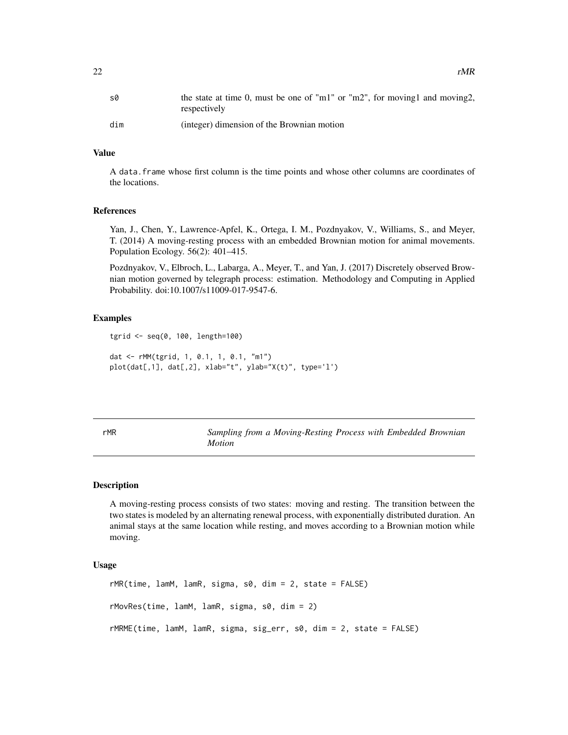| | |
|---|---|
| s0 | the state at time 0, must be one of "m1" or "m2", for moving1 and moving2, respectively |
| dim | (integer) dimension of the Brownian motion |

### Value

A `data.frame` whose first column is the time points and whose other columns are coordinates of the locations.

### References

Yan, J., Chen, Y., Lawrence-Apfel, K., Ortega, I. M., Pozdnyakov, V., Williams, S., and Meyer, T. (2014) A moving-resting process with an embedded Brownian motion for animal movements. Population Ecology. 56(2): 401–415.

Pozdnyakov, V., Elbroch, L., Labarga, A., Meyer, T., and Yan, J. (2017) Discretely observed Brownian motion governed by telegraph process: estimation. Methodology and Computing in Applied Probability. doi:10.1007/s11009-017-9547-6.

### Examples

```
tgrid <- seq(0, 100, length=100)

dat <- rMM(tgrid, 1, 0.1, 1, 0.1, "m1")
plot(dat[,1], dat[,2], xlab="t", ylab="X(t)", type='l')
```

---

## rMR — *Sampling from a Moving-Resting Process with Embedded Brownian Motion*

### Description

A moving-resting process consists of two states: moving and resting. The transition between the two states is modeled by an alternating renewal process, with exponentially distributed duration. An animal stays at the same location while resting, and moves according to a Brownian motion while moving.

### Usage

```
rMR(time, lamM, lamR, sigma, s0, dim = 2, state = FALSE)

rMovRes(time, lamM, lamR, sigma, s0, dim = 2)

rMRME(time, lamM, lamR, sigma, sig_err, s0, dim = 2, state = FALSE)
```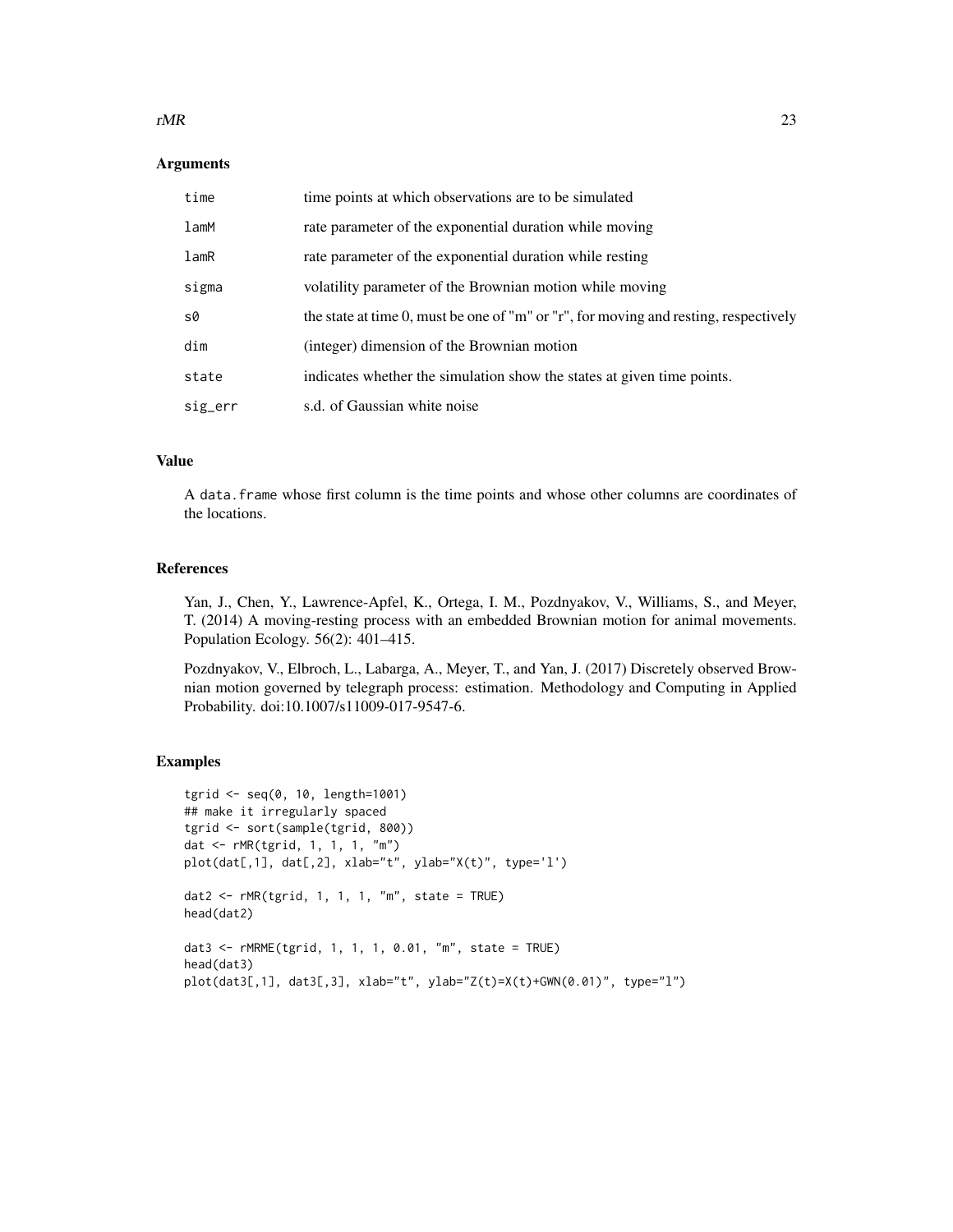### Arguments

| | |
|---|---|
| time | time points at which observations are to be simulated |
| lamM | rate parameter of the exponential duration while moving |
| lamR | rate parameter of the exponential duration while resting |
| sigma | volatility parameter of the Brownian motion while moving |
| s0 | the state at time 0, must be one of "m" or "r", for moving and resting, respectively |
| dim | (integer) dimension of the Brownian motion |
| state | indicates whether the simulation show the states at given time points. |
| sig_err | s.d. of Gaussian white noise |

### Value

A data.frame whose first column is the time points and whose other columns are coordinates of the locations.

### References

Yan, J., Chen, Y., Lawrence-Apfel, K., Ortega, I. M., Pozdnyakov, V., Williams, S., and Meyer, T. (2014) A moving-resting process with an embedded Brownian motion for animal movements. Population Ecology. 56(2): 401–415.

Pozdnyakov, V., Elbroch, L., Labarga, A., Meyer, T., and Yan, J. (2017) Discretely observed Brownian motion governed by telegraph process: estimation. Methodology and Computing in Applied Probability. doi:10.1007/s11009-017-9547-6.

### Examples

```
tgrid <- seq(0, 10, length=1001)
## make it irregularly spaced
tgrid <- sort(sample(tgrid, 800))
dat <- rMR(tgrid, 1, 1, 1, "m")
plot(dat[,1], dat[,2], xlab="t", ylab="X(t)", type='l')

dat2 <- rMR(tgrid, 1, 1, 1, "m", state = TRUE)
head(dat2)

dat3 <- rMRME(tgrid, 1, 1, 1, 0.01, "m", state = TRUE)
head(dat3)
plot(dat3[,1], dat3[,3], xlab="t", ylab="Z(t)=X(t)+GWN(0.01)", type="l")
```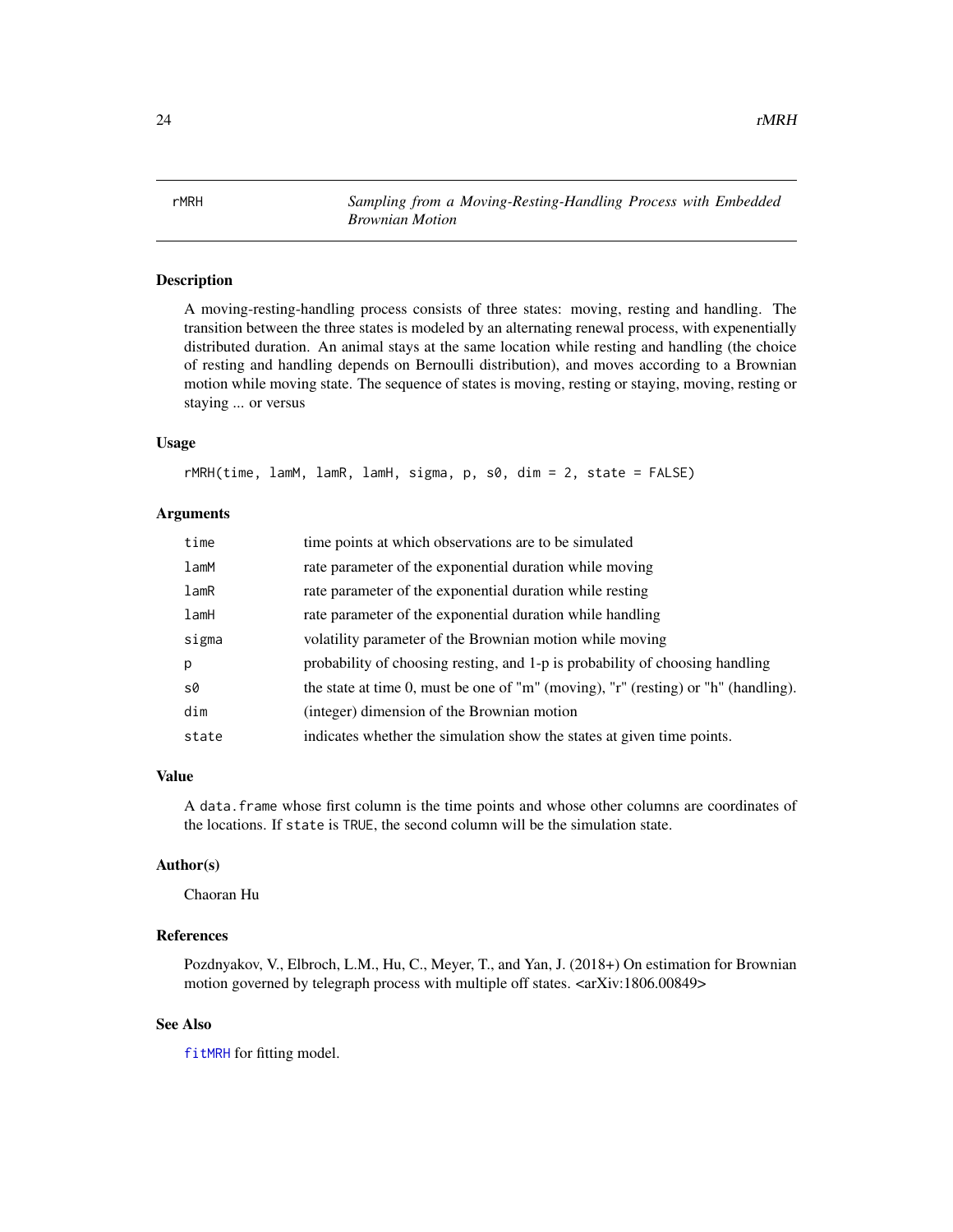# rMRH

*Sampling from a Moving-Resting-Handling Process with Embedded Brownian Motion*

## Description

A moving-resting-handling process consists of three states: moving, resting and handling. The transition between the three states is modeled by an alternating renewal process, with expenentially distributed duration. An animal stays at the same location while resting and handling (the choice of resting and handling depends on Bernoulli distribution), and moves according to a Brownian motion while moving state. The sequence of states is moving, resting or staying, moving, resting or staying ... or versus

## Usage

```
rMRH(time, lamM, lamR, lamH, sigma, p, s0, dim = 2, state = FALSE)
```

## Arguments

| | |
|---|---|
| time | time points at which observations are to be simulated |
| lamM | rate parameter of the exponential duration while moving |
| lamR | rate parameter of the exponential duration while resting |
| lamH | rate parameter of the exponential duration while handling |
| sigma | volatility parameter of the Brownian motion while moving |
| p | probability of choosing resting, and 1-p is probability of choosing handling |
| s0 | the state at time 0, must be one of "m" (moving), "r" (resting) or "h" (handling). |
| dim | (integer) dimension of the Brownian motion |
| state | indicates whether the simulation show the states at given time points. |

## Value

A `data.frame` whose first column is the time points and whose other columns are coordinates of the locations. If `state` is `TRUE`, the second column will be the simulation state.

## Author(s)

Chaoran Hu

## References

Pozdnyakov, V., Elbroch, L.M., Hu, C., Meyer, T., and Yan, J. (2018+) On estimation for Brownian motion governed by telegraph process with multiple off states. <arXiv:1806.00849>

## See Also

`fitMRH` for fitting model.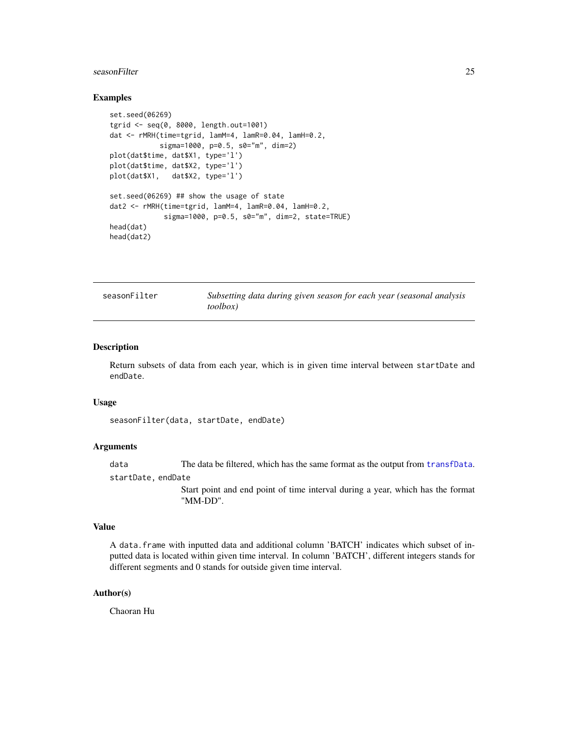## Examples

```
set.seed(06269)
tgrid <- seq(0, 8000, length.out=1001)
dat <- rMRH(time=tgrid, lamM=4, lamR=0.04, lamH=0.2,
            sigma=1000, p=0.5, s0="m", dim=2)
plot(dat$time, dat$X1, type='l')
plot(dat$time, dat$X2, type='l')
plot(dat$X1,   dat$X2, type='l')

set.seed(06269) ## show the usage of state
dat2 <- rMRH(time=tgrid, lamM=4, lamR=0.04, lamH=0.2,
             sigma=1000, p=0.5, s0="m", dim=2, state=TRUE)
head(dat)
head(dat2)
```

---

# seasonFilter — *Subsetting data during given season for each year (seasonal analysis toolbox)*

---

## Description

Return subsets of data from each year, which is in given time interval between startDate and endDate.

## Usage

```
seasonFilter(data, startDate, endDate)
```

## Arguments

| | |
|---|---|
| data | The data be filtered, which has the same format as the output from transfData. |
| startDate, endDate | Start point and end point of time interval during a year, which has the format "MM-DD". |

## Value

A data.frame with inputted data and additional column 'BATCH' indicates which subset of inputted data is located within given time interval. In column 'BATCH', different integers stands for different segments and 0 stands for outside given time interval.

## Author(s)

Chaoran Hu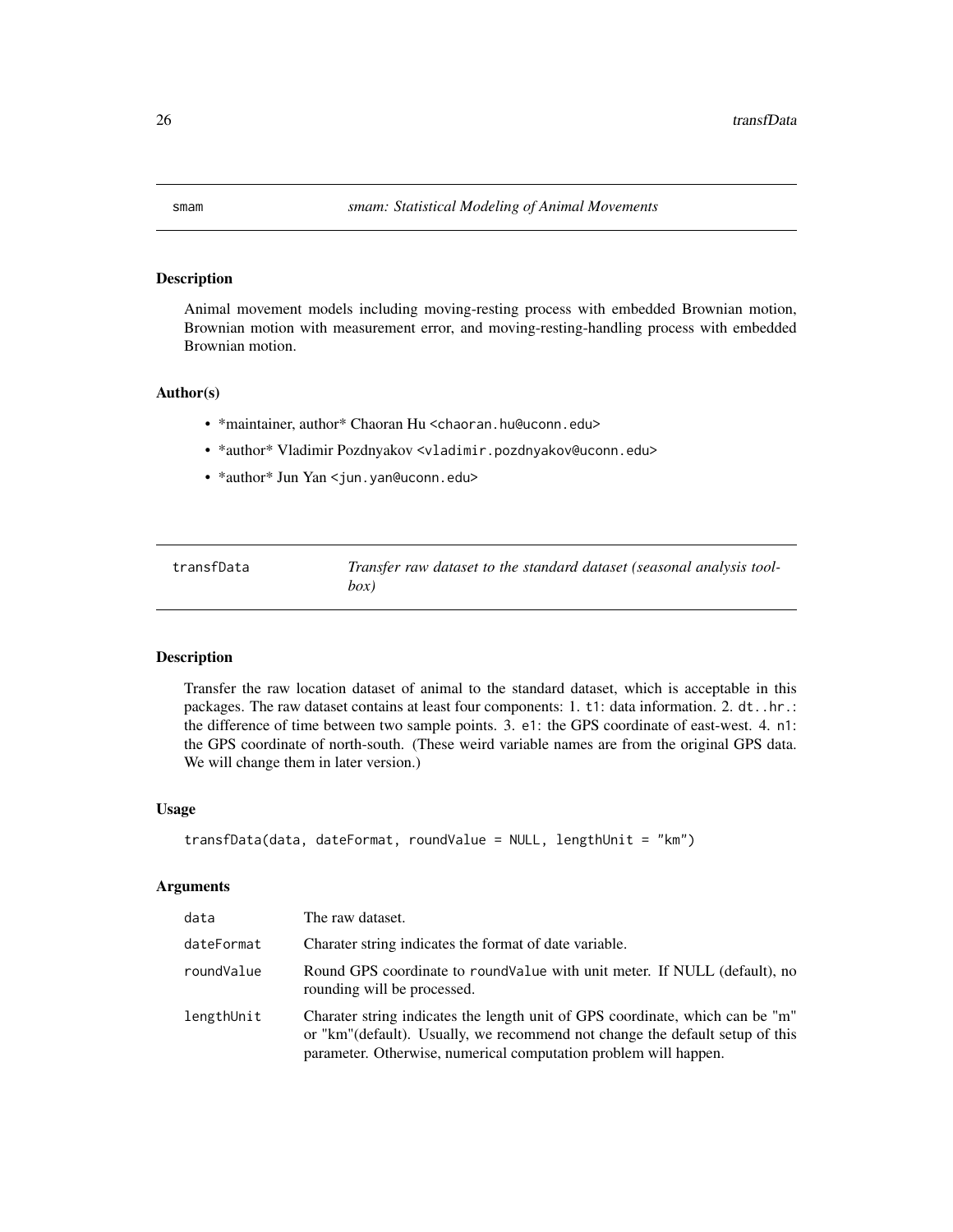## smam — *smam: Statistical Modeling of Animal Movements*

### Description

Animal movement models including moving-resting process with embedded Brownian motion, Brownian motion with measurement error, and moving-resting-handling process with embedded Brownian motion.

### Author(s)

- *maintainer, author* Chaoran Hu <chaoran.hu@uconn.edu>
- *author* Vladimir Pozdnyakov <vladimir.pozdnyakov@uconn.edu>
- *author* Jun Yan <jun.yan@uconn.edu>

## transfData — *Transfer raw dataset to the standard dataset (seasonal analysis toolbox)*

### Description

Transfer the raw location dataset of animal to the standard dataset, which is acceptable in this packages. The raw dataset contains at least four components: 1. `t1`: data information. 2. `dt..hr.`: the difference of time between two sample points. 3. `e1`: the GPS coordinate of east-west. 4. `n1`: the GPS coordinate of north-south. (These weird variable names are from the original GPS data. We will change them in later version.)

### Usage

```
transfData(data, dateFormat, roundValue = NULL, lengthUnit = "km")
```

### Arguments

| | |
|---|---|
| `data` | The raw dataset. |
| `dateFormat` | Charater string indicates the format of date variable. |
| `roundValue` | Round GPS coordinate to `roundValue` with unit meter. If NULL (default), no rounding will be processed. |
| `lengthUnit` | Charater string indicates the length unit of GPS coordinate, which can be "m" or "km"(default). Usually, we recommend not change the default setup of this parameter. Otherwise, numerical computation problem will happen. |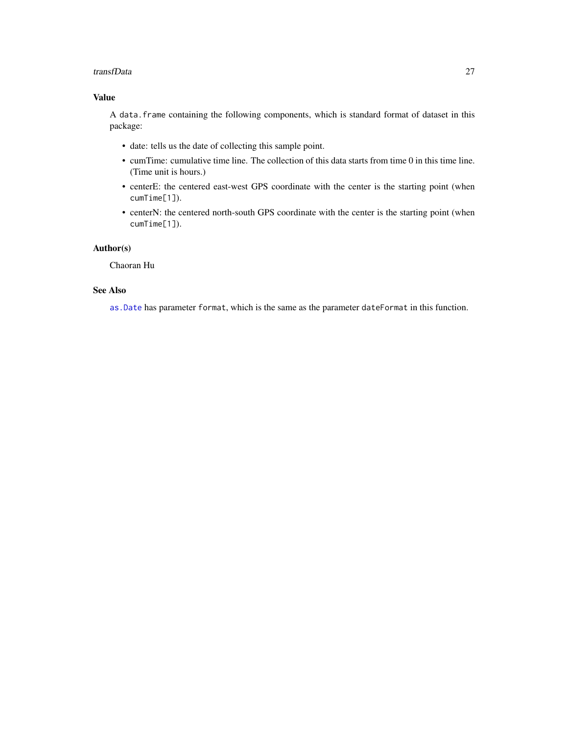## Value

A `data.frame` containing the following components, which is standard format of dataset in this package:

- date: tells us the date of collecting this sample point.
- cumTime: cumulative time line. The collection of this data starts from time 0 in this time line. (Time unit is hours.)
- centerE: the centered east-west GPS coordinate with the center is the starting point (when `cumTime[1]`).
- centerN: the centered north-south GPS coordinate with the center is the starting point (when `cumTime[1]`).

## Author(s)

Chaoran Hu

## See Also

`as.Date` has parameter `format`, which is the same as the parameter `dateFormat` in this function.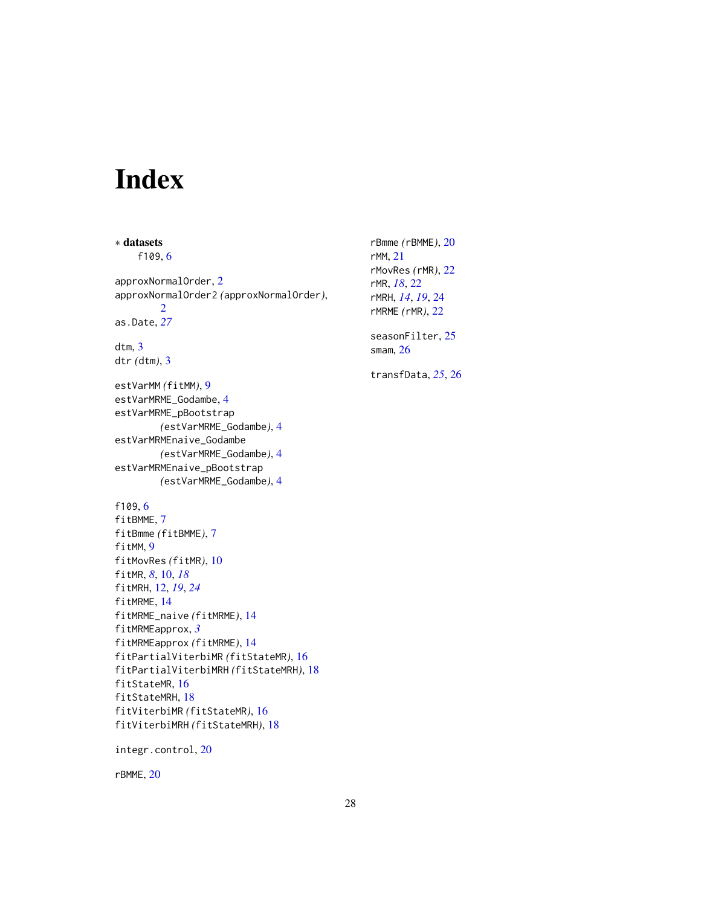# Index

∗ **datasets**
    f109, 6

approxNormalOrder, 2
approxNormalOrder2 *(*approxNormalOrder*)*, 2
as.Date, *27*

dtm, 3
dtr *(*dtm*)*, 3

estVarMM *(*fitMM*)*, 9
estVarMRME_Godambe, 4
estVarMRME_pBootstrap *(*estVarMRME_Godambe*)*, 4
estVarMRMEnaive_Godambe *(*estVarMRME_Godambe*)*, 4
estVarMRMEnaive_pBootstrap *(*estVarMRME_Godambe*)*, 4

f109, 6
fitBMME, 7
fitBmme *(*fitBMME*)*, 7
fitMM, 9
fitMovRes *(*fitMR*)*, 10
fitMR, *8*, 10, *18*
fitMRH, 12, *19*, *24*
fitMRME, 14
fitMRME_naive *(*fitMRME*)*, 14
fitMRMEapprox, *3*
fitMRMEapprox *(*fitMRME*)*, 14
fitPartialViterbiMR *(*fitStateMR*)*, 16
fitPartialViterbiMRH *(*fitStateMRH*)*, 18
fitStateMR, 16
fitStateMRH, 18
fitViterbiMR *(*fitStateMR*)*, 16
fitViterbiMRH *(*fitStateMRH*)*, 18

integr.control, 20

rBMME, 20
rBmme *(*rBMME*)*, 20
rMM, 21
rMovRes *(*rMR*)*, 22
rMR, *18*, 22
rMRH, *14*, *19*, 24
rMRME *(*rMR*)*, 22

seasonFilter, 25
smam, 26

transfData, *25*, 26